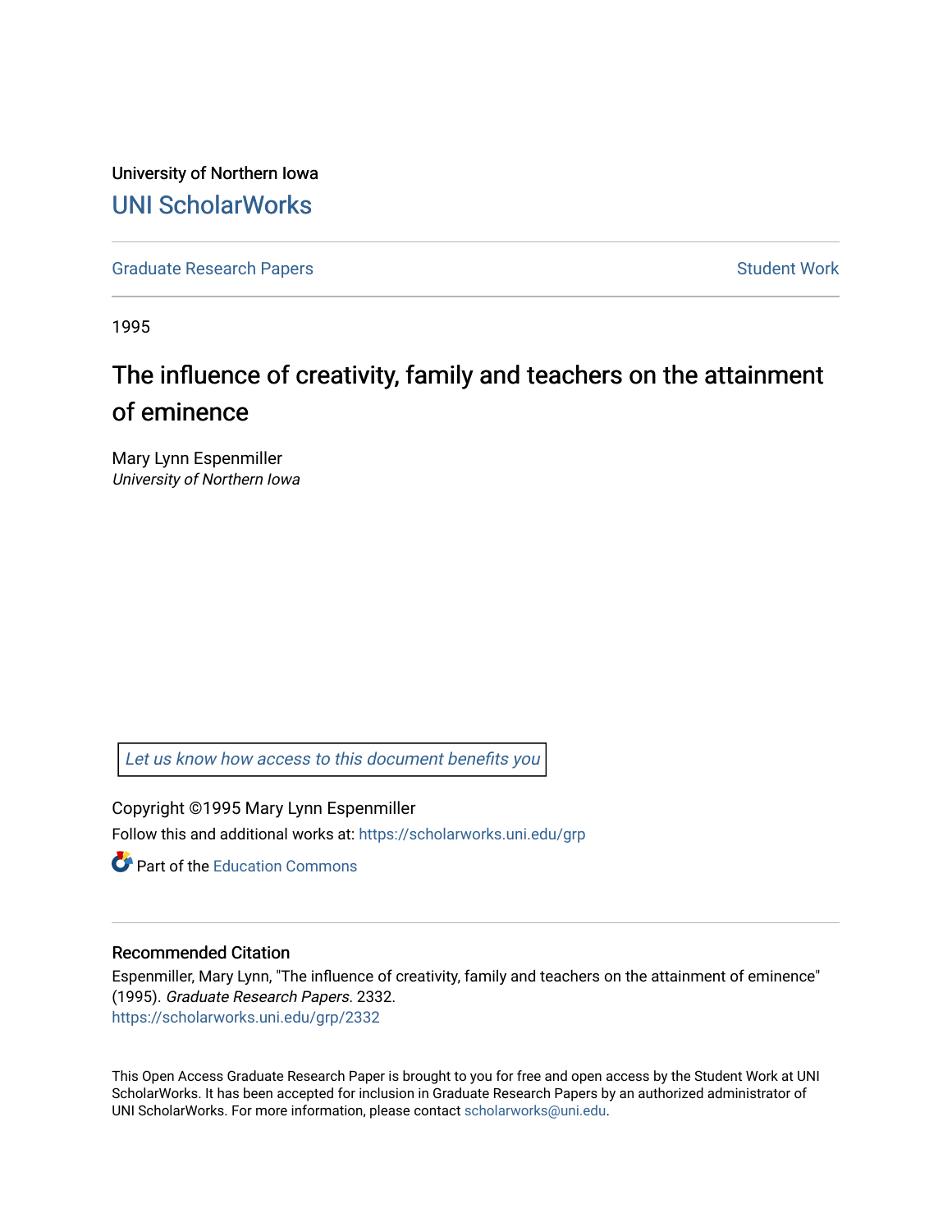University of Northern Iowa

## UNI ScholarWorks

Graduate Research Papers | Student Work

1995

# The influence of creativity, family and teachers on the attainment of eminence

Mary Lynn Espenmiller
*University of Northern Iowa*

*Let us know how access to this document benefits you*

Copyright ©1995 Mary Lynn Espenmiller

Follow this and additional works at: https://scholarworks.uni.edu/grp

Part of the Education Commons

### Recommended Citation

Espenmiller, Mary Lynn, "The influence of creativity, family and teachers on the attainment of eminence" (1995). *Graduate Research Papers*. 2332.
https://scholarworks.uni.edu/grp/2332

This Open Access Graduate Research Paper is brought to you for free and open access by the Student Work at UNI ScholarWorks. It has been accepted for inclusion in Graduate Research Papers by an authorized administrator of UNI ScholarWorks. For more information, please contact scholarworks@uni.edu.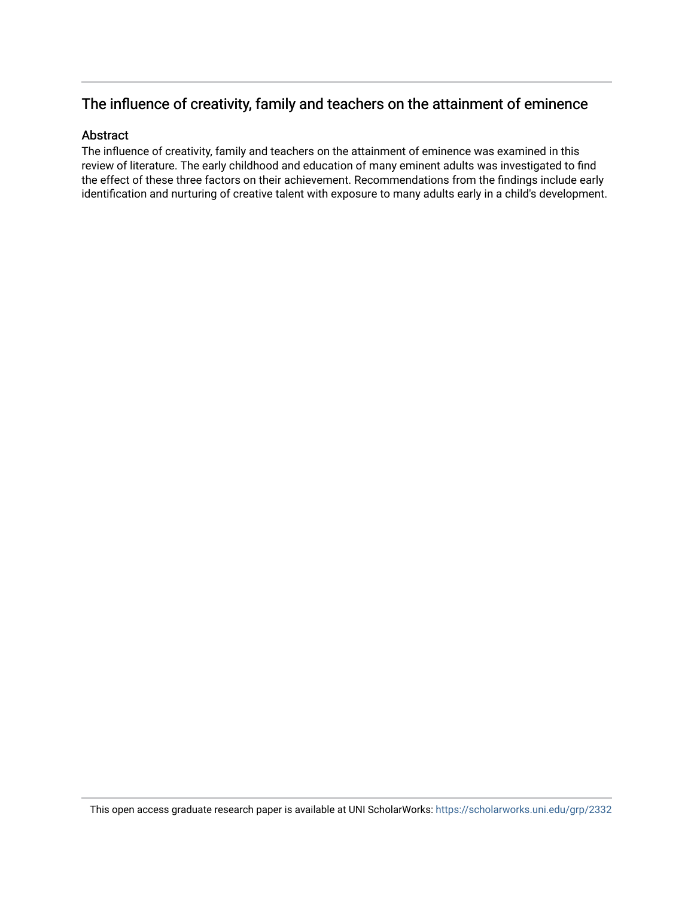## The influence of creativity, family and teachers on the attainment of eminence

### Abstract

The influence of creativity, family and teachers on the attainment of eminence was examined in this review of literature. The early childhood and education of many eminent adults was investigated to find the effect of these three factors on their achievement. Recommendations from the findings include early identification and nurturing of creative talent with exposure to many adults early in a child's development.

This open access graduate research paper is available at UNI ScholarWorks: https://scholarworks.uni.edu/grp/2332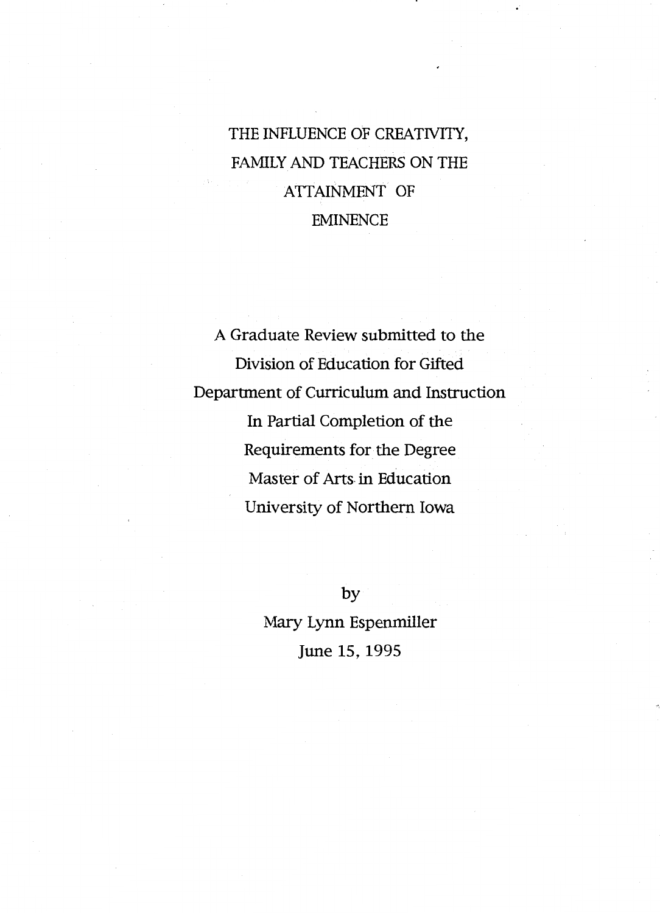# THE INFLUENCE OF CREATIVITY, FAMILY AND TEACHERS ON THE ATTAINMENT OF EMINENCE

A Graduate Review submitted to the
Division of Education for Gifted
Department of Curriculum and Instruction
In Partial Completion of the
Requirements for the Degree
Master of Arts in Education
University of Northern Iowa

by
Mary Lynn Espenmiller
June 15, 1995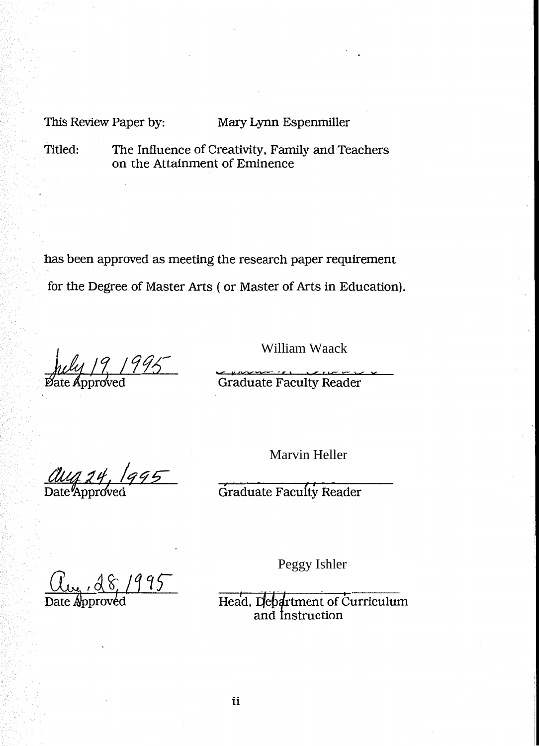This Review Paper by: Mary Lynn Espenmiller

Titled: The Influence of Creativity, Family and Teachers on the Attainment of Eminence

has been approved as meeting the research paper requirement

for the Degree of Master Arts ( or Master of Arts in Education).

July 19, 1995
Date Approved

William Waack
Graduate Faculty Reader

Aug 24, 1995
Date Approved

Marvin Heller
Graduate Faculty Reader

Aug. 28, 1995
Date Approved

Peggy Ishler
Head, Department of Curriculum and Instruction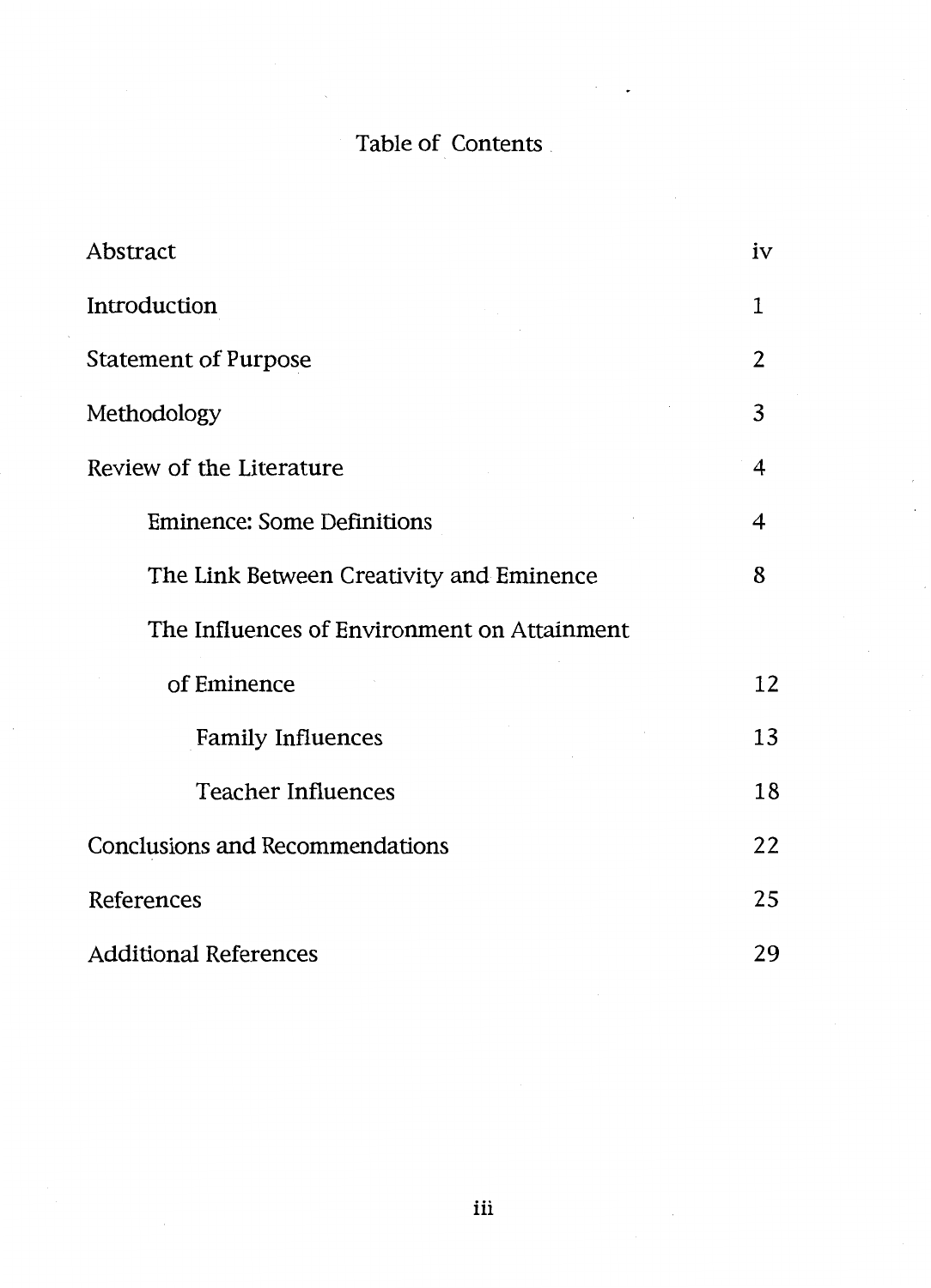# Table of Contents

| | |
|---|---|
| Abstract | iv |
| Introduction | 1 |
| Statement of Purpose | 2 |
| Methodology | 3 |
| Review of the Literature | 4 |
| Eminence: Some Definitions | 4 |
| The Link Between Creativity and Eminence | 8 |
| The Influences of Environment on Attainment of Eminence | 12 |
| Family Influences | 13 |
| Teacher Influences | 18 |
| Conclusions and Recommendations | 22 |
| References | 25 |
| Additional References | 29 |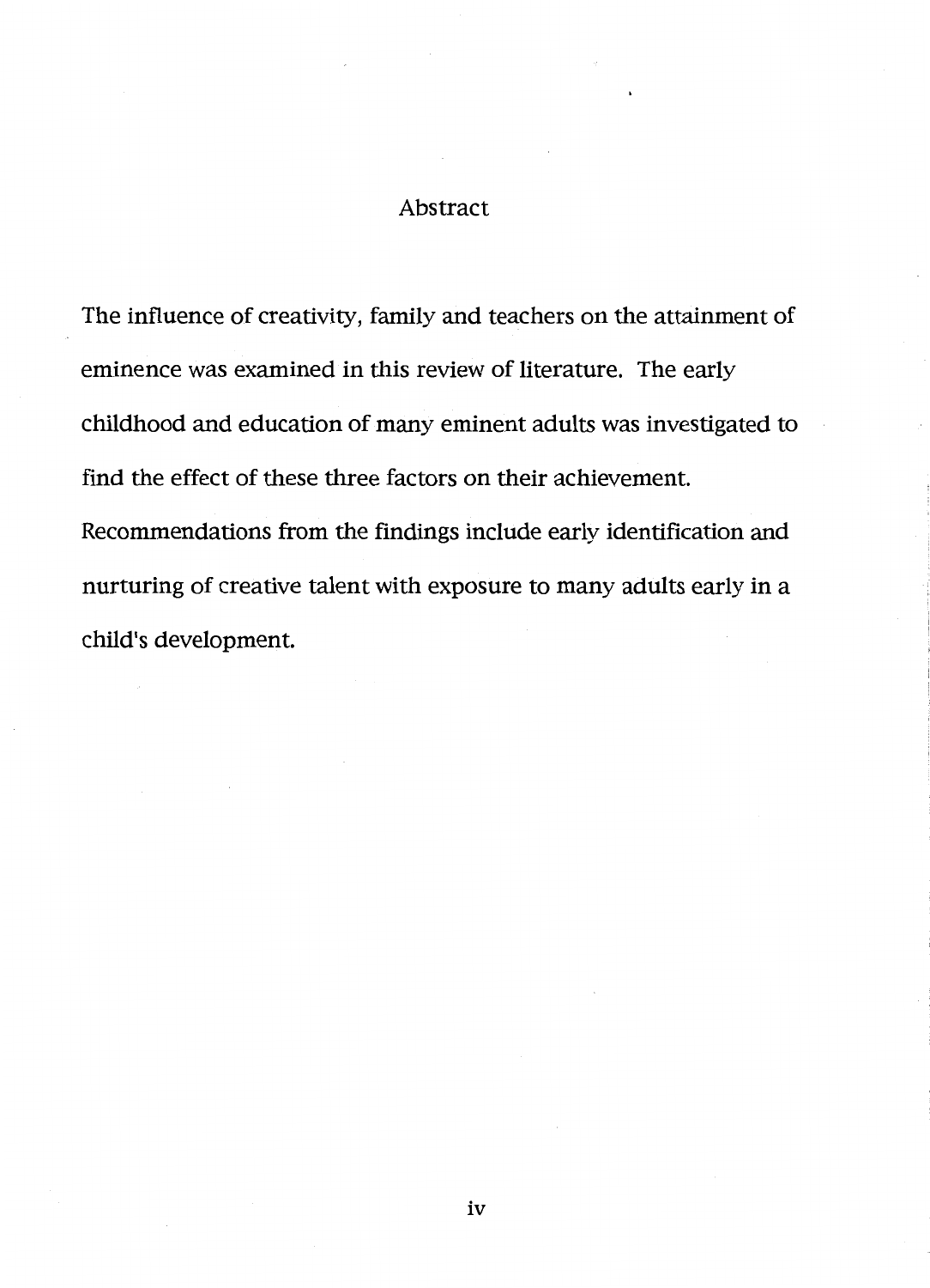# Abstract

The influence of creativity, family and teachers on the attainment of eminence was examined in this review of literature. The early childhood and education of many eminent adults was investigated to find the effect of these three factors on their achievement. Recommendations from the findings include early identification and nurturing of creative talent with exposure to many adults early in a child's development.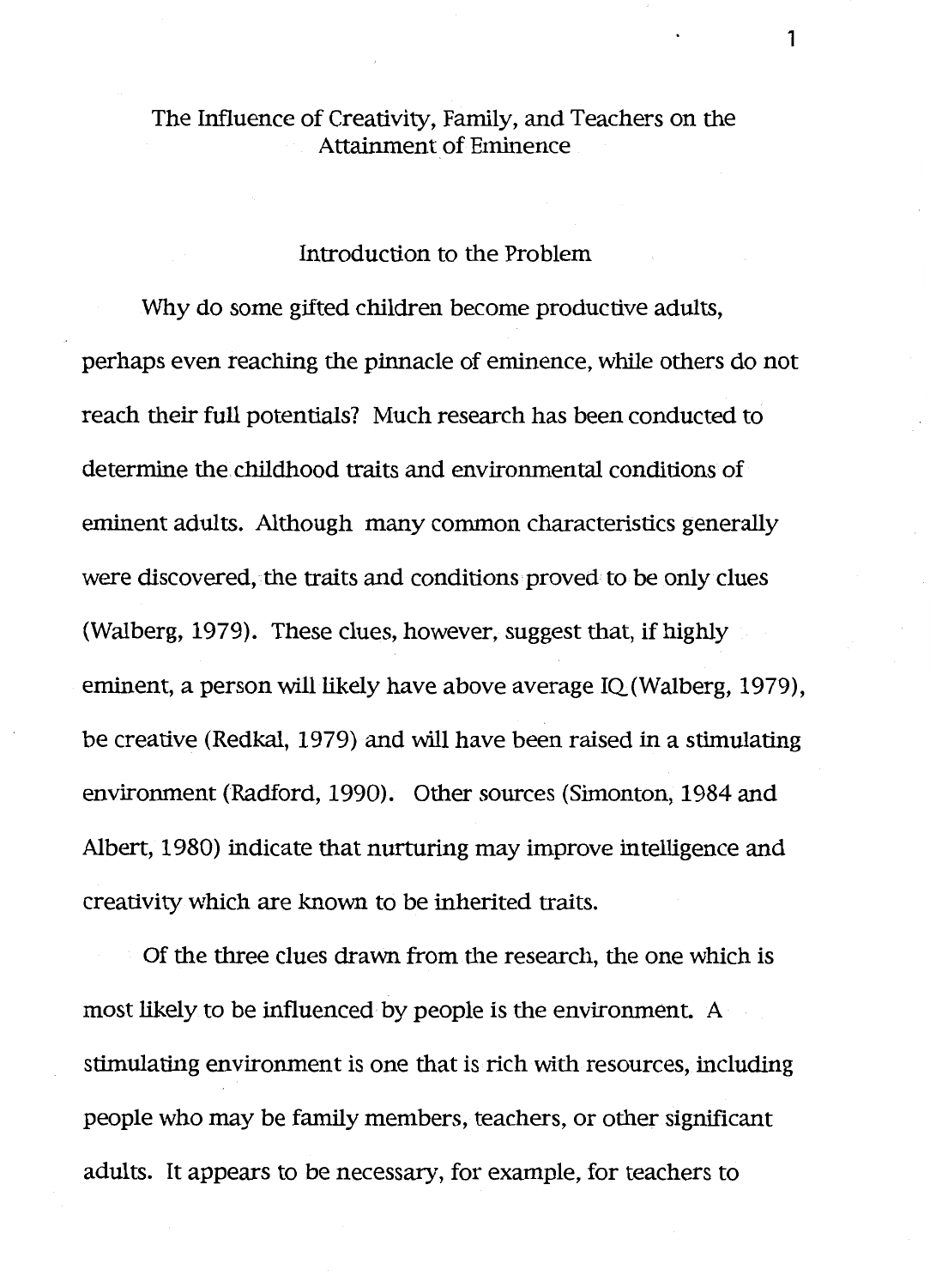# The Influence of Creativity, Family, and Teachers on the Attainment of Eminence

## Introduction to the Problem

Why do some gifted children become productive adults, perhaps even reaching the pinnacle of eminence, while others do not reach their full potentials? Much research has been conducted to determine the childhood traits and environmental conditions of eminent adults. Although many common characteristics generally were discovered, the traits and conditions proved to be only clues (Walberg, 1979). These clues, however, suggest that, if highly eminent, a person will likely have above average IQ (Walberg, 1979), be creative (Redkal, 1979) and will have been raised in a stimulating environment (Radford, 1990). Other sources (Simonton, 1984 and Albert, 1980) indicate that nurturing may improve intelligence and creativity which are known to be inherited traits.

Of the three clues drawn from the research, the one which is most likely to be influenced by people is the environment. A stimulating environment is one that is rich with resources, including people who may be family members, teachers, or other significant adults. It appears to be necessary, for example, for teachers to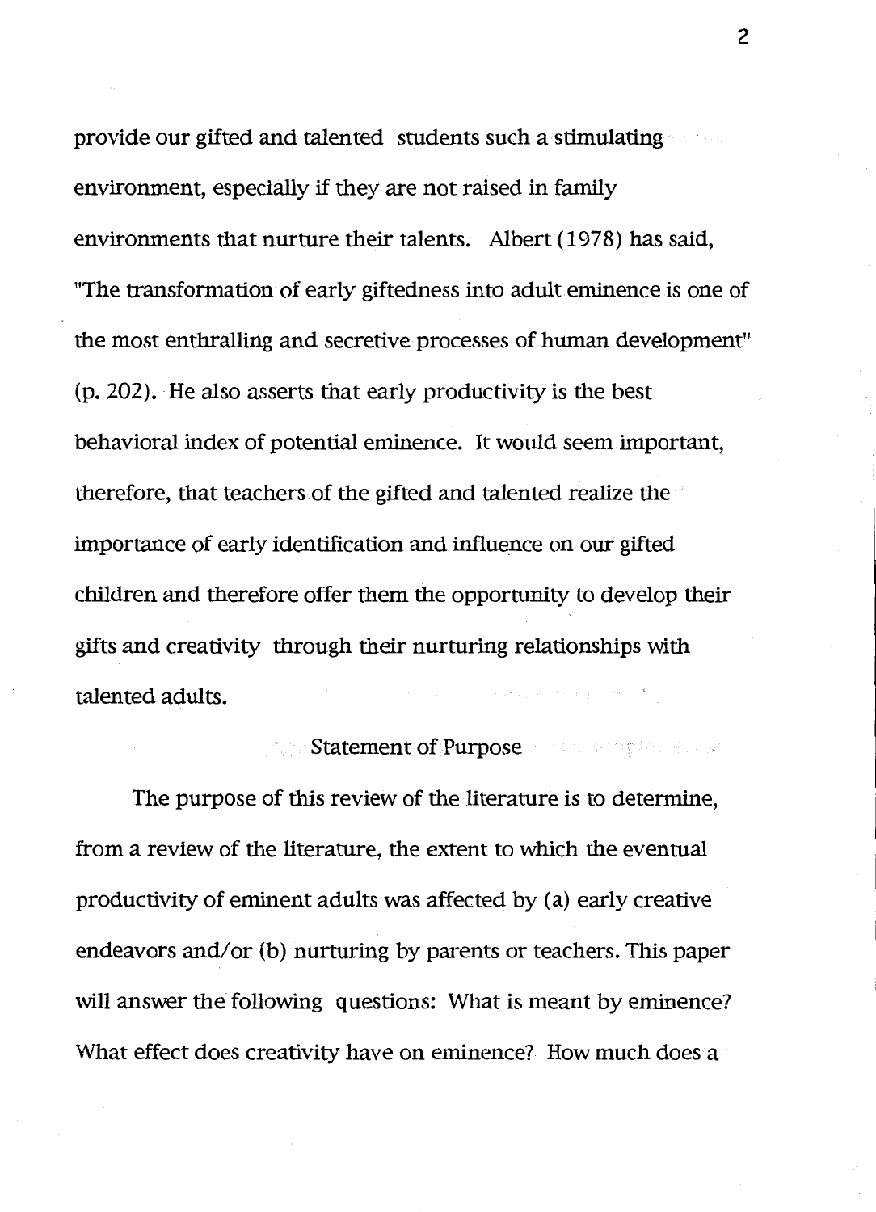provide our gifted and talented students such a stimulating environment, especially if they are not raised in family environments that nurture their talents. Albert (1978) has said, "The transformation of early giftedness into adult eminence is one of the most enthralling and secretive processes of human development" (p. 202). He also asserts that early productivity is the best behavioral index of potential eminence. It would seem important, therefore, that teachers of the gifted and talented realize the importance of early identification and influence on our gifted children and therefore offer them the opportunity to develop their gifts and creativity through their nurturing relationships with talented adults.

## Statement of Purpose

The purpose of this review of the literature is to determine, from a review of the literature, the extent to which the eventual productivity of eminent adults was affected by (a) early creative endeavors and/or (b) nurturing by parents or teachers. This paper will answer the following questions: What is meant by eminence? What effect does creativity have on eminence? How much does a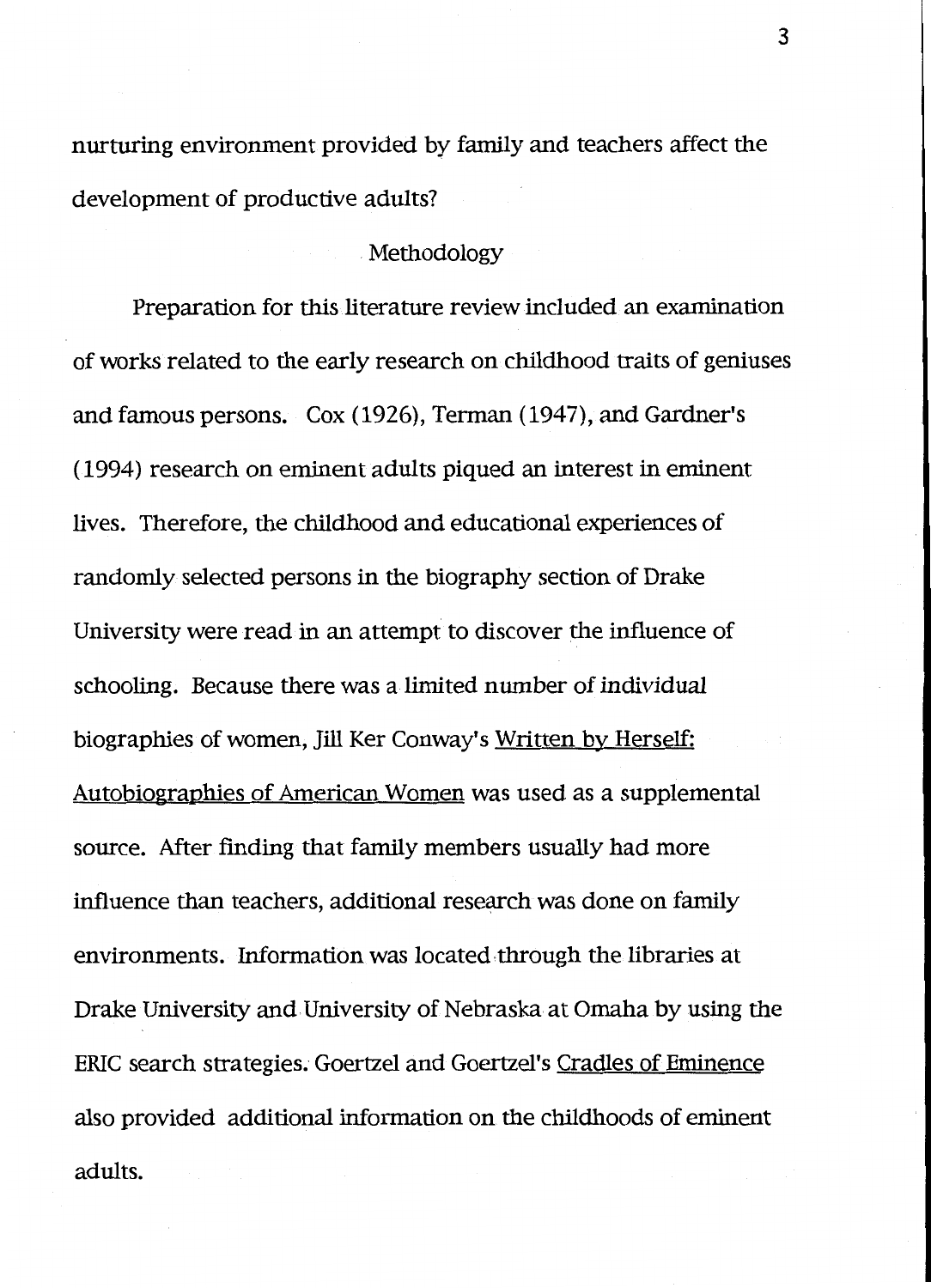nurturing environment provided by family and teachers affect the development of productive adults?

## Methodology

Preparation for this literature review included an examination of works related to the early research on childhood traits of geniuses and famous persons. Cox (1926), Terman (1947), and Gardner's (1994) research on eminent adults piqued an interest in eminent lives. Therefore, the childhood and educational experiences of randomly selected persons in the biography section of Drake University were read in an attempt to discover the influence of schooling. Because there was a limited number of individual biographies of women, Jill Ker Conway's Written by Herself: Autobiographies of American Women was used as a supplemental source. After finding that family members usually had more influence than teachers, additional research was done on family environments. Information was located through the libraries at Drake University and University of Nebraska at Omaha by using the ERIC search strategies. Goertzel and Goertzel's Cradles of Eminence also provided additional information on the childhoods of eminent adults.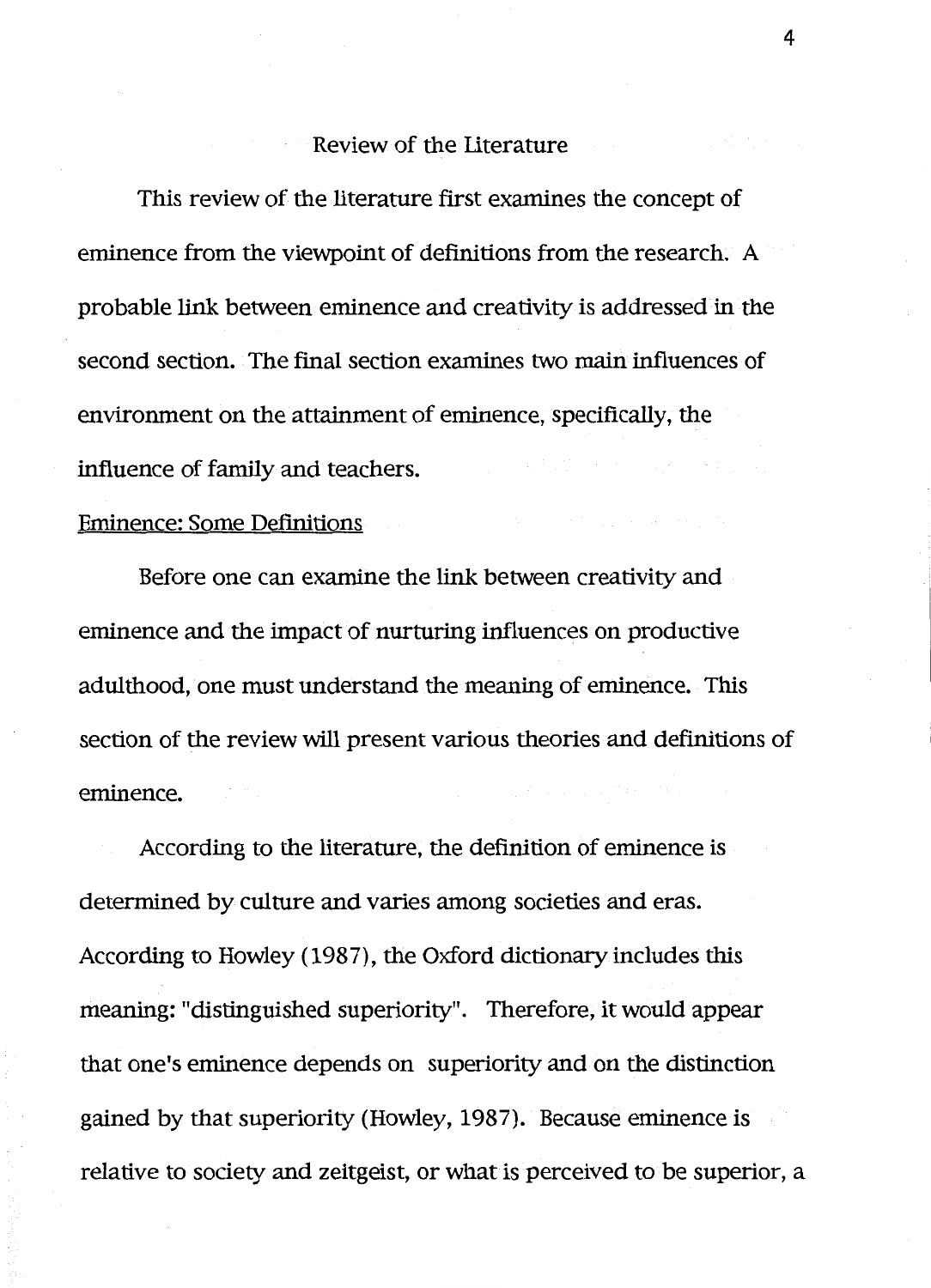## Review of the Literature

This review of the literature first examines the concept of eminence from the viewpoint of definitions from the research. A probable link between eminence and creativity is addressed in the second section. The final section examines two main influences of environment on the attainment of eminence, specifically, the influence of family and teachers.

### Eminence: Some Definitions

Before one can examine the link between creativity and eminence and the impact of nurturing influences on productive adulthood, one must understand the meaning of eminence. This section of the review will present various theories and definitions of eminence.

According to the literature, the definition of eminence is determined by culture and varies among societies and eras. According to Howley (1987), the Oxford dictionary includes this meaning: "distinguished superiority". Therefore, it would appear that one's eminence depends on superiority and on the distinction gained by that superiority (Howley, 1987). Because eminence is relative to society and zeitgeist, or what is perceived to be superior, a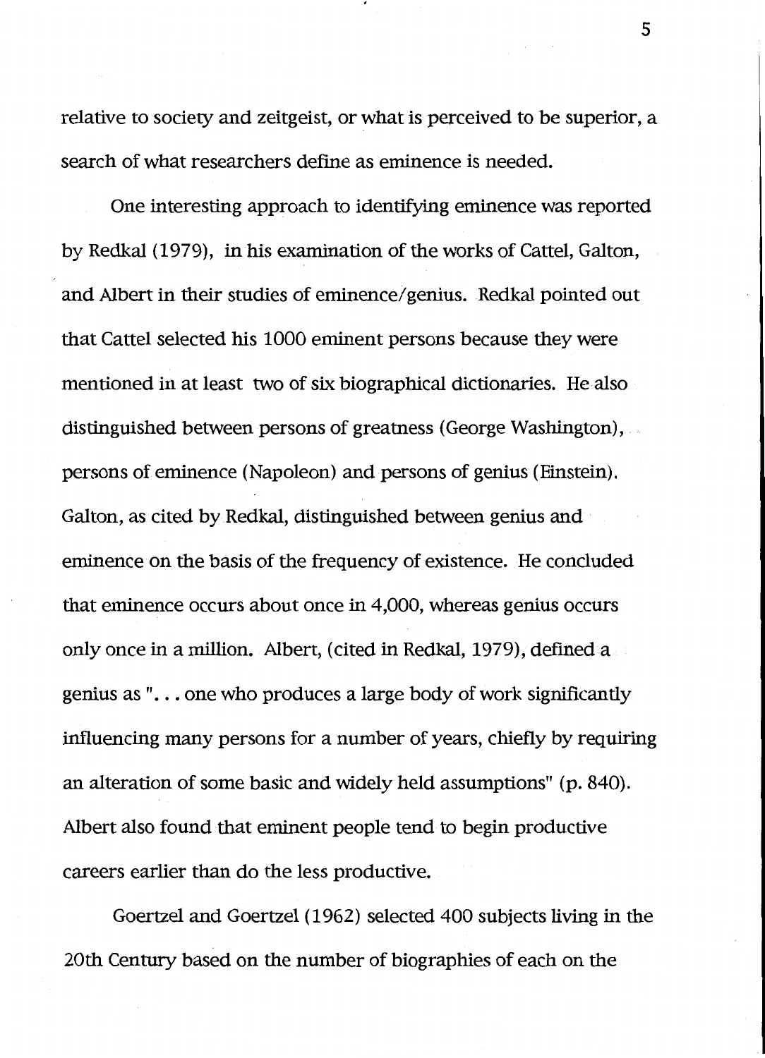relative to society and zeitgeist, or what is perceived to be superior, a search of what researchers define as eminence is needed.

One interesting approach to identifying eminence was reported by Redkal (1979), in his examination of the works of Cattel, Galton, and Albert in their studies of eminence/genius. Redkal pointed out that Cattel selected his 1000 eminent persons because they were mentioned in at least two of six biographical dictionaries. He also distinguished between persons of greatness (George Washington), persons of eminence (Napoleon) and persons of genius (Einstein). Galton, as cited by Redkal, distinguished between genius and eminence on the basis of the frequency of existence. He concluded that eminence occurs about once in 4,000, whereas genius occurs only once in a million. Albert, (cited in Redkal, 1979), defined a genius as ". . . one who produces a large body of work significantly influencing many persons for a number of years, chiefly by requiring an alteration of some basic and widely held assumptions" (p. 840). Albert also found that eminent people tend to begin productive careers earlier than do the less productive.

Goertzel and Goertzel (1962) selected 400 subjects living in the 20th Century based on the number of biographies of each on the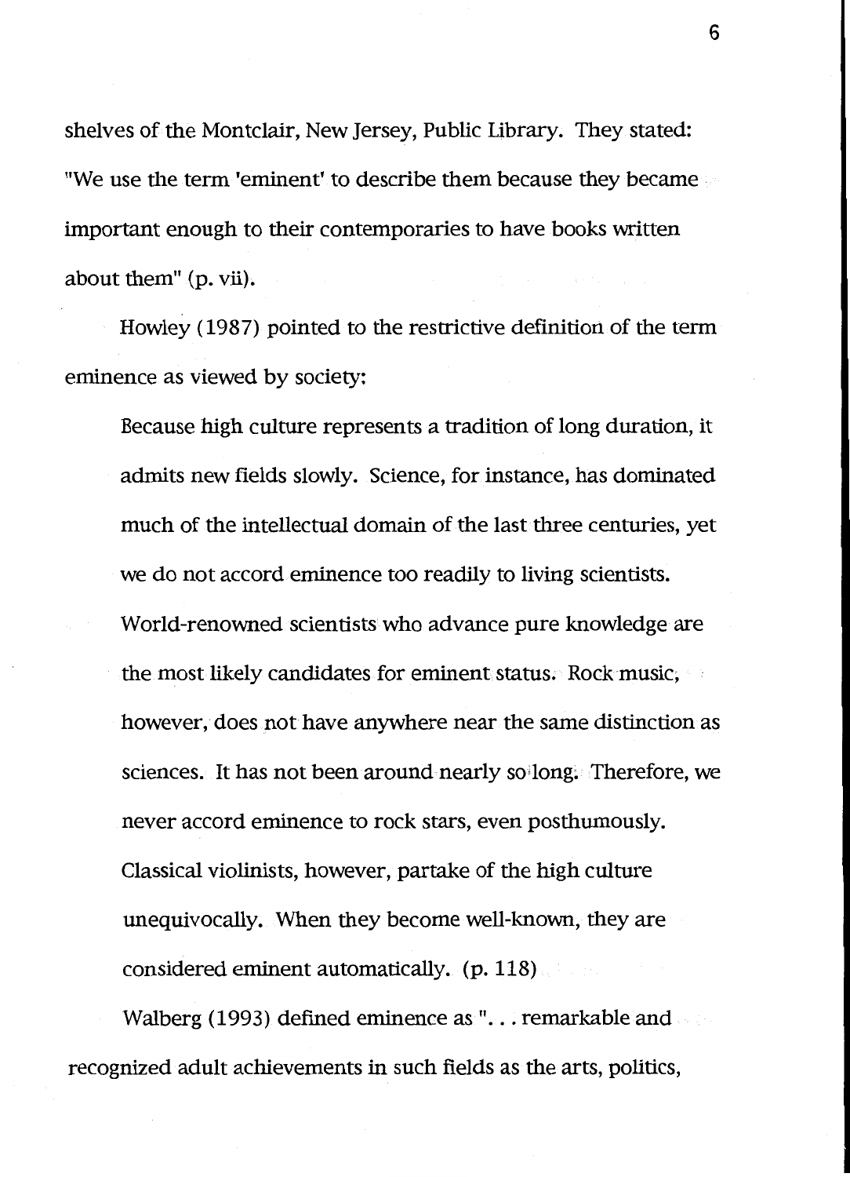shelves of the Montclair, New Jersey, Public Library. They stated: "We use the term 'eminent' to describe them because they became important enough to their contemporaries to have books written about them" (p. vii).

Howley (1987) pointed to the restrictive definition of the term eminence as viewed by society:

> Because high culture represents a tradition of long duration, it admits new fields slowly. Science, for instance, has dominated much of the intellectual domain of the last three centuries, yet we do not accord eminence too readily to living scientists. World-renowned scientists who advance pure knowledge are the most likely candidates for eminent status. Rock music, however, does not have anywhere near the same distinction as sciences. It has not been around nearly so long. Therefore, we never accord eminence to rock stars, even posthumously. Classical violinists, however, partake of the high culture unequivocally. When they become well-known, they are considered eminent automatically. (p. 118)

Walberg (1993) defined eminence as ". . . remarkable and recognized adult achievements in such fields as the arts, politics,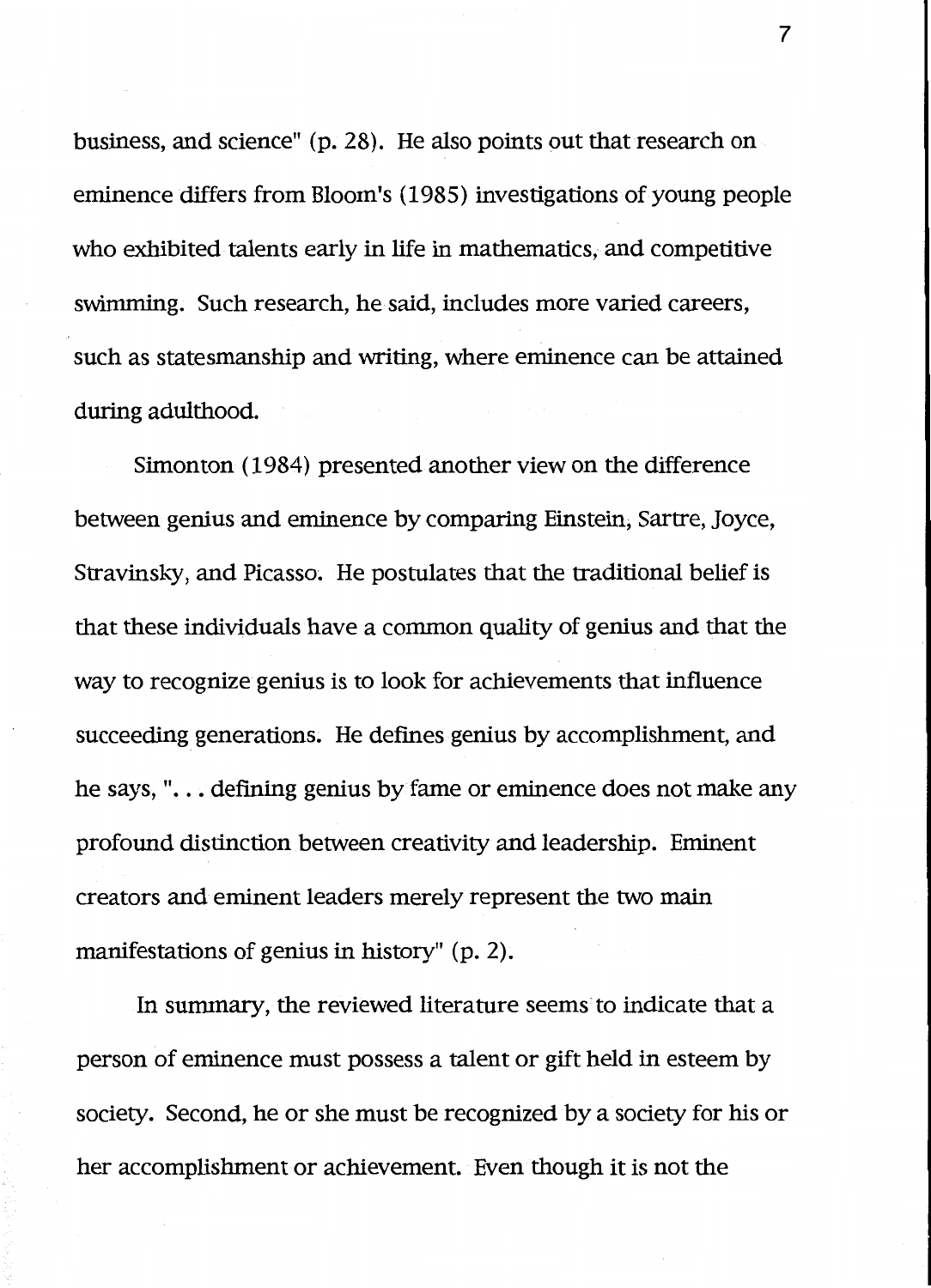business, and science" (p. 28). He also points out that research on eminence differs from Bloom's (1985) investigations of young people who exhibited talents early in life in mathematics, and competitive swimming. Such research, he said, includes more varied careers, such as statesmanship and writing, where eminence can be attained during adulthood.

Simonton (1984) presented another view on the difference between genius and eminence by comparing Einstein, Sartre, Joyce, Stravinsky, and Picasso. He postulates that the traditional belief is that these individuals have a common quality of genius and that the way to recognize genius is to look for achievements that influence succeeding generations. He defines genius by accomplishment, and he says, ". . . defining genius by fame or eminence does not make any profound distinction between creativity and leadership. Eminent creators and eminent leaders merely represent the two main manifestations of genius in history" (p. 2).

In summary, the reviewed literature seems to indicate that a person of eminence must possess a talent or gift held in esteem by society. Second, he or she must be recognized by a society for his or her accomplishment or achievement. Even though it is not the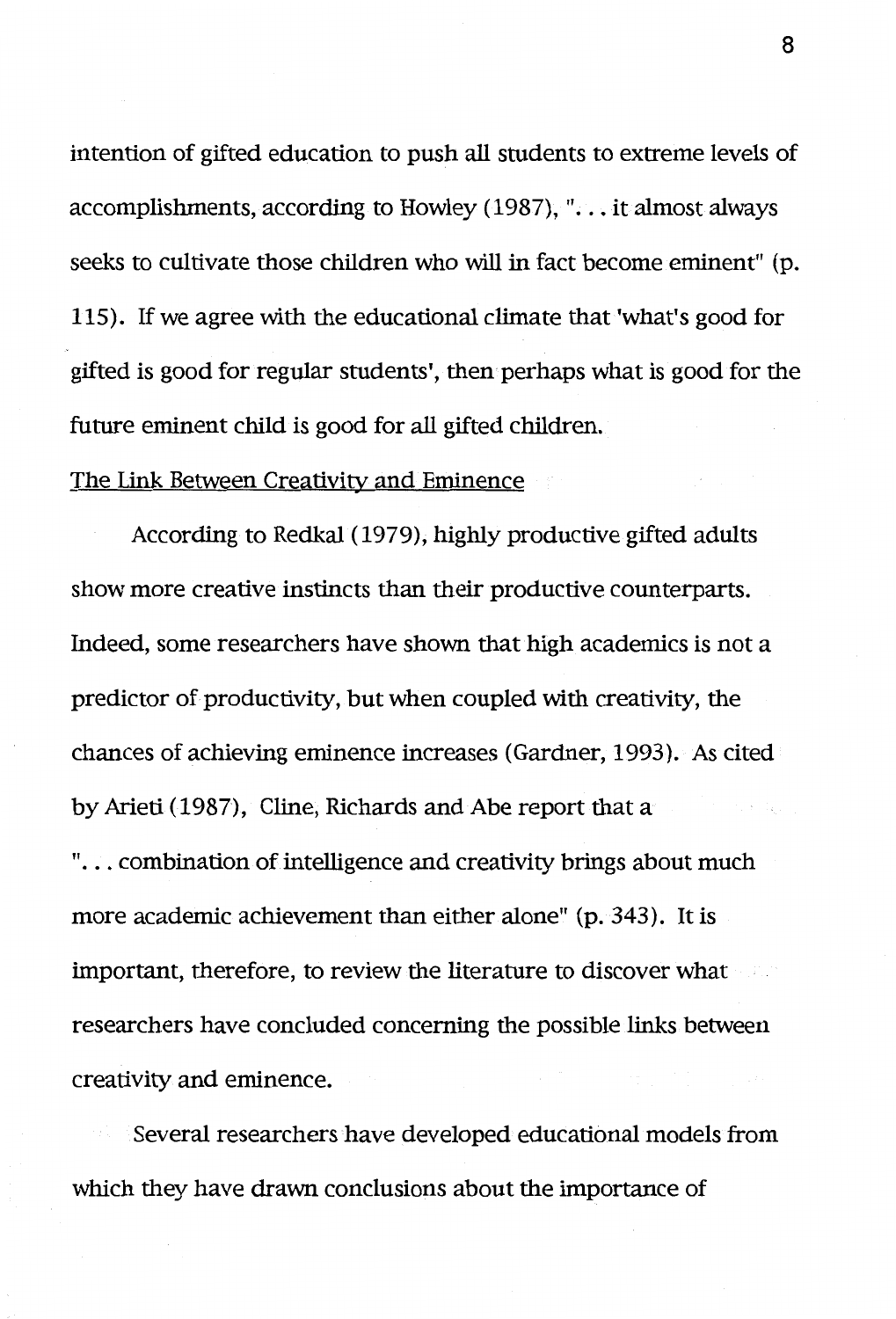intention of gifted education to push all students to extreme levels of accomplishments, according to Howley (1987), ". . . it almost always seeks to cultivate those children who will in fact become eminent" (p. 115). If we agree with the educational climate that 'what's good for gifted is good for regular students', then perhaps what is good for the future eminent child is good for all gifted children.

<u>The Link Between Creativity and Eminence</u>

According to Redkal (1979), highly productive gifted adults show more creative instincts than their productive counterparts. Indeed, some researchers have shown that high academics is not a predictor of productivity, but when coupled with creativity, the chances of achieving eminence increases (Gardner, 1993). As cited by Arieti (1987), Cline, Richards and Abe report that a ". . . combination of intelligence and creativity brings about much more academic achievement than either alone" (p. 343). It is important, therefore, to review the literature to discover what researchers have concluded concerning the possible links between creativity and eminence.

Several researchers have developed educational models from which they have drawn conclusions about the importance of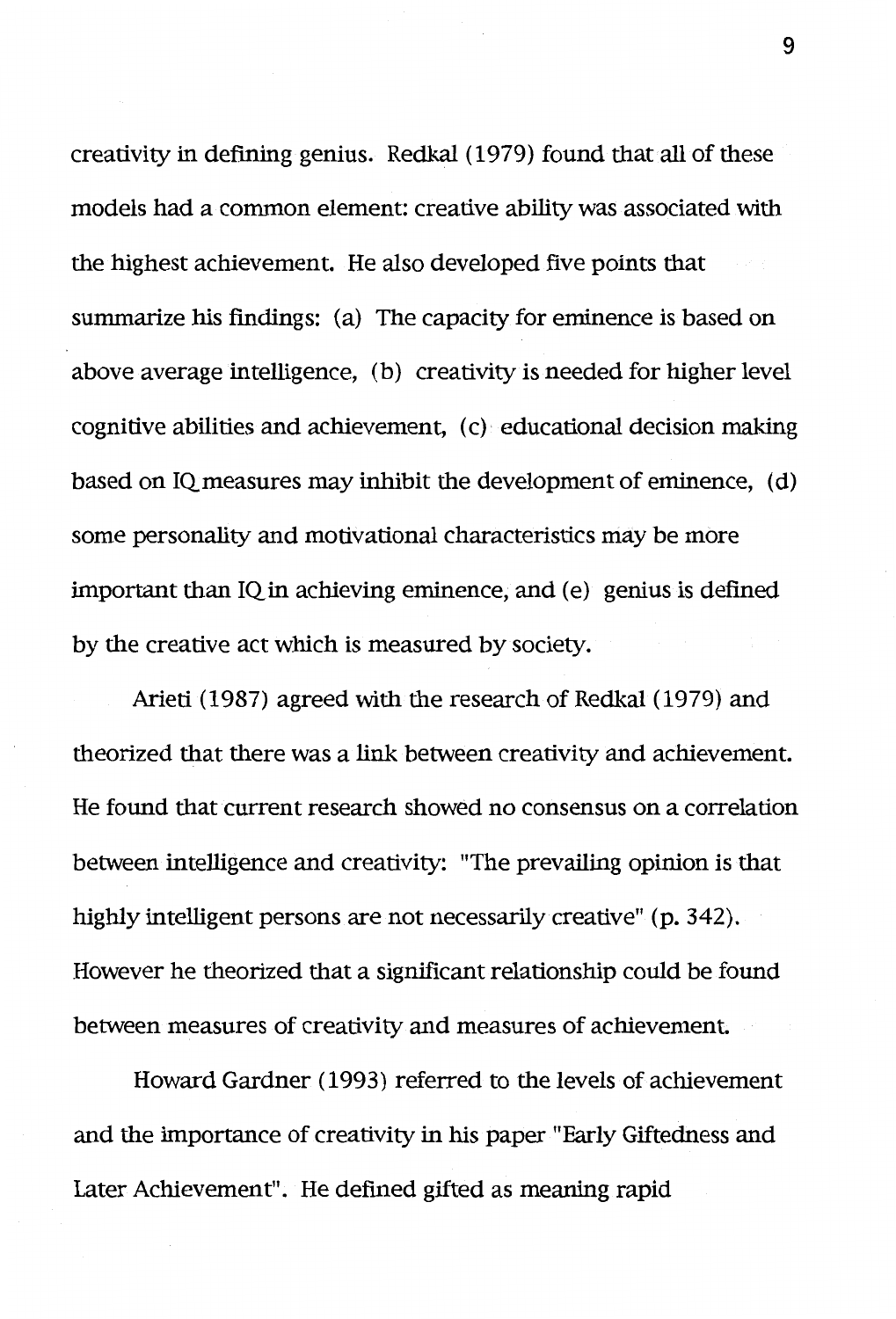creativity in defining genius. Redkal (1979) found that all of these models had a common element: creative ability was associated with the highest achievement. He also developed five points that summarize his findings: (a) The capacity for eminence is based on above average intelligence, (b) creativity is needed for higher level cognitive abilities and achievement, (c) educational decision making based on IQ measures may inhibit the development of eminence, (d) some personality and motivational characteristics may be more important than IQ in achieving eminence, and (e) genius is defined by the creative act which is measured by society.

Arieti (1987) agreed with the research of Redkal (1979) and theorized that there was a link between creativity and achievement. He found that current research showed no consensus on a correlation between intelligence and creativity: "The prevailing opinion is that highly intelligent persons are not necessarily creative" (p. 342). However he theorized that a significant relationship could be found between measures of creativity and measures of achievement.

Howard Gardner (1993) referred to the levels of achievement and the importance of creativity in his paper "Early Giftedness and Later Achievement". He defined gifted as meaning rapid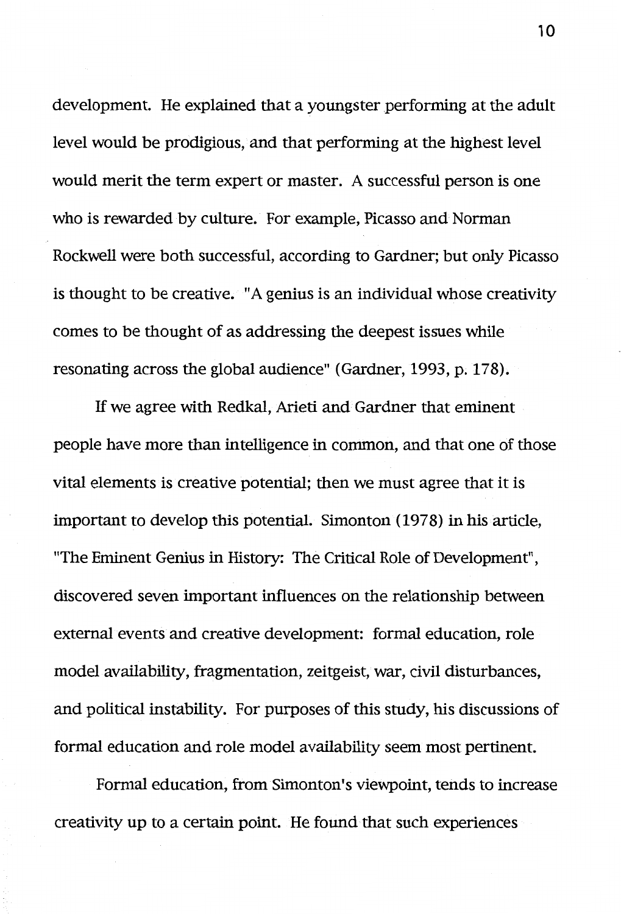development. He explained that a youngster performing at the adult level would be prodigious, and that performing at the highest level would merit the term expert or master. A successful person is one who is rewarded by culture. For example, Picasso and Norman Rockwell were both successful, according to Gardner; but only Picasso is thought to be creative. "A genius is an individual whose creativity comes to be thought of as addressing the deepest issues while resonating across the global audience" (Gardner, 1993, p. 178).

If we agree with Redkal, Arieti and Gardner that eminent people have more than intelligence in common, and that one of those vital elements is creative potential; then we must agree that it is important to develop this potential. Simonton (1978) in his article, "The Eminent Genius in History: The Critical Role of Development", discovered seven important influences on the relationship between external events and creative development: formal education, role model availability, fragmentation, zeitgeist, war, civil disturbances, and political instability. For purposes of this study, his discussions of formal education and role model availability seem most pertinent.

Formal education, from Simonton's viewpoint, tends to increase creativity up to a certain point. He found that such experiences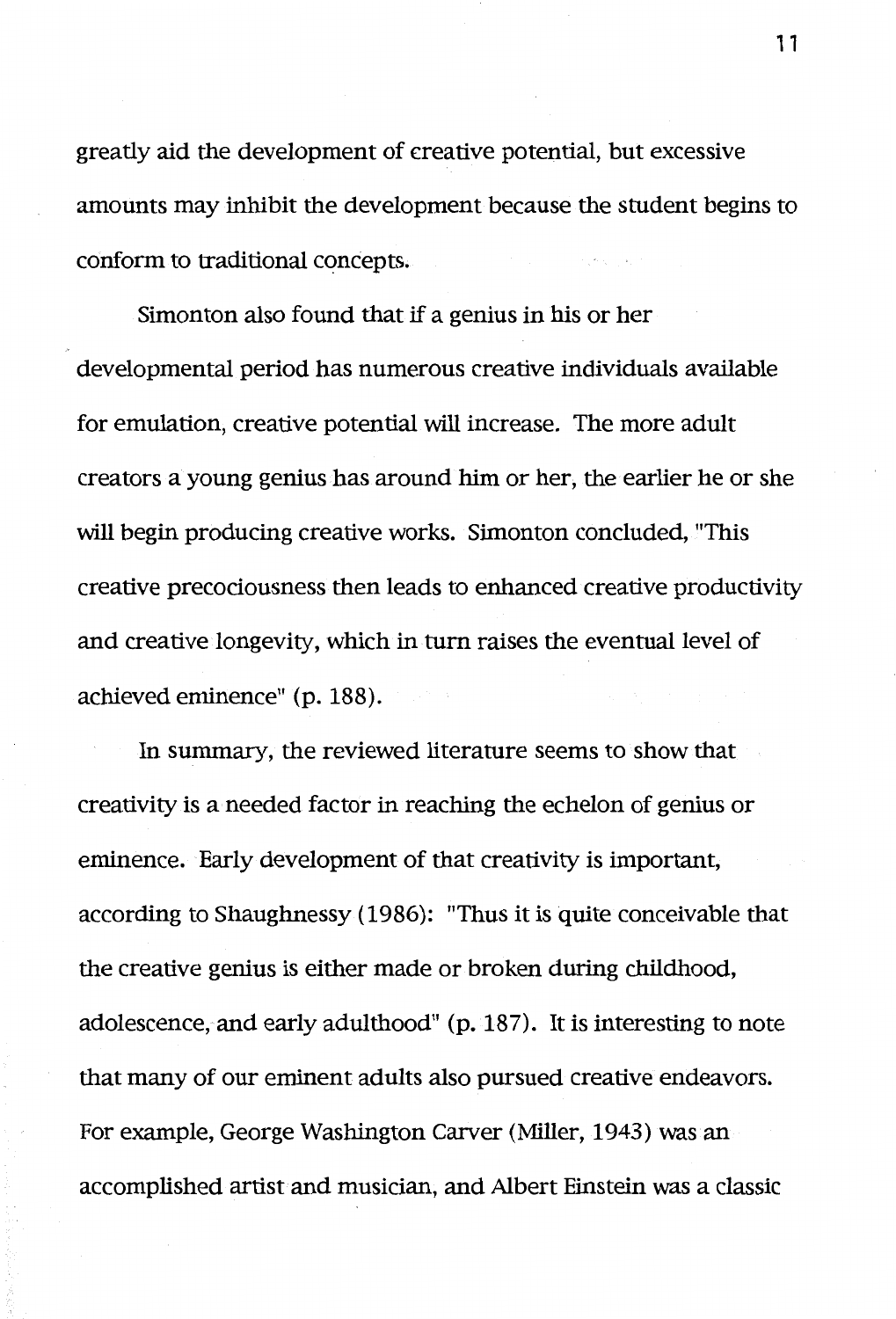greatly aid the development of creative potential, but excessive amounts may inhibit the development because the student begins to conform to traditional concepts.

Simonton also found that if a genius in his or her developmental period has numerous creative individuals available for emulation, creative potential will increase. The more adult creators a young genius has around him or her, the earlier he or she will begin producing creative works. Simonton concluded, "This creative precociousness then leads to enhanced creative productivity and creative longevity, which in turn raises the eventual level of achieved eminence" (p. 188).

In summary, the reviewed literature seems to show that creativity is a needed factor in reaching the echelon of genius or eminence. Early development of that creativity is important, according to Shaughnessy (1986): "Thus it is quite conceivable that the creative genius is either made or broken during childhood, adolescence, and early adulthood" (p. 187). It is interesting to note that many of our eminent adults also pursued creative endeavors. For example, George Washington Carver (Miller, 1943) was an accomplished artist and musician, and Albert Einstein was a classic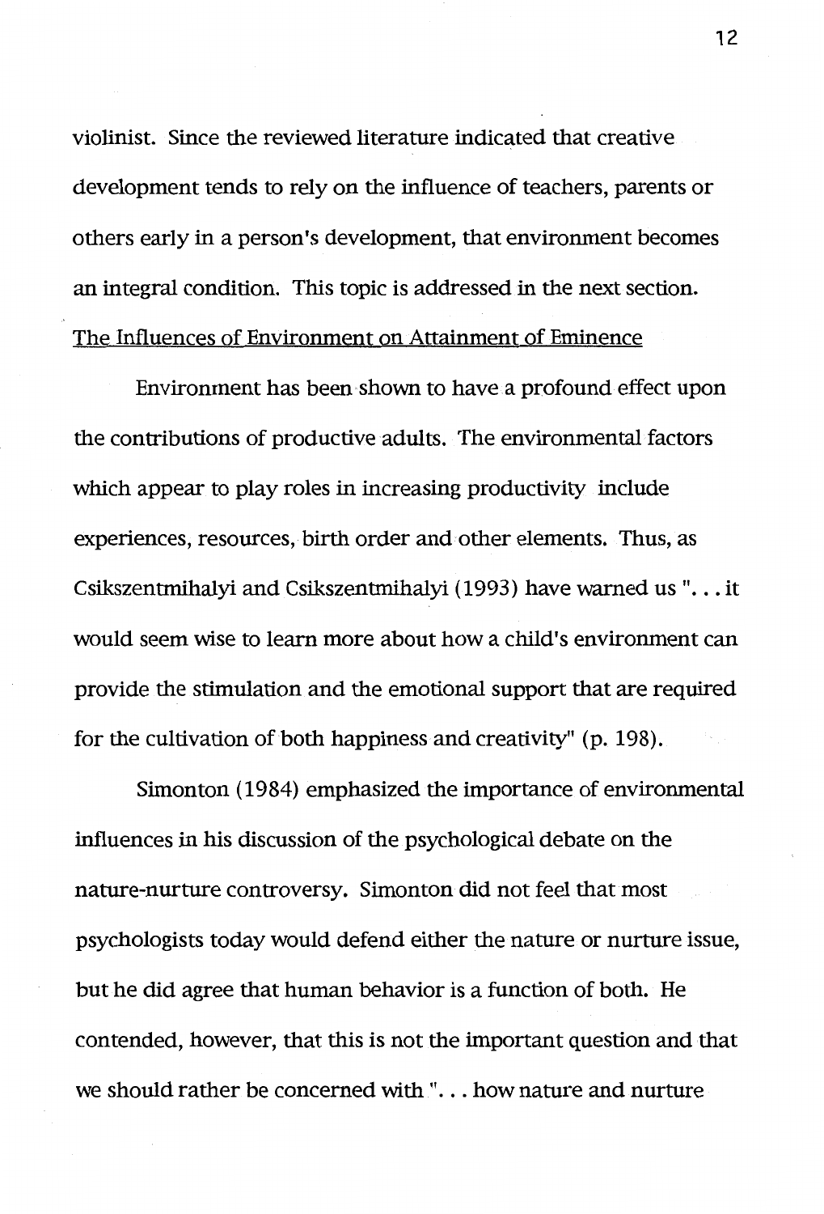violinist. Since the reviewed literature indicated that creative development tends to rely on the influence of teachers, parents or others early in a person's development, that environment becomes an integral condition. This topic is addressed in the next section.

## The Influences of Environment on Attainment of Eminence

Environment has been shown to have a profound effect upon the contributions of productive adults. The environmental factors which appear to play roles in increasing productivity include experiences, resources, birth order and other elements. Thus, as Csikszentmihalyi and Csikszentmihalyi (1993) have warned us ". . . it would seem wise to learn more about how a child's environment can provide the stimulation and the emotional support that are required for the cultivation of both happiness and creativity" (p. 198).

Simonton (1984) emphasized the importance of environmental influences in his discussion of the psychological debate on the nature-nurture controversy. Simonton did not feel that most psychologists today would defend either the nature or nurture issue, but he did agree that human behavior is a function of both. He contended, however, that this is not the important question and that we should rather be concerned with ". . . how nature and nurture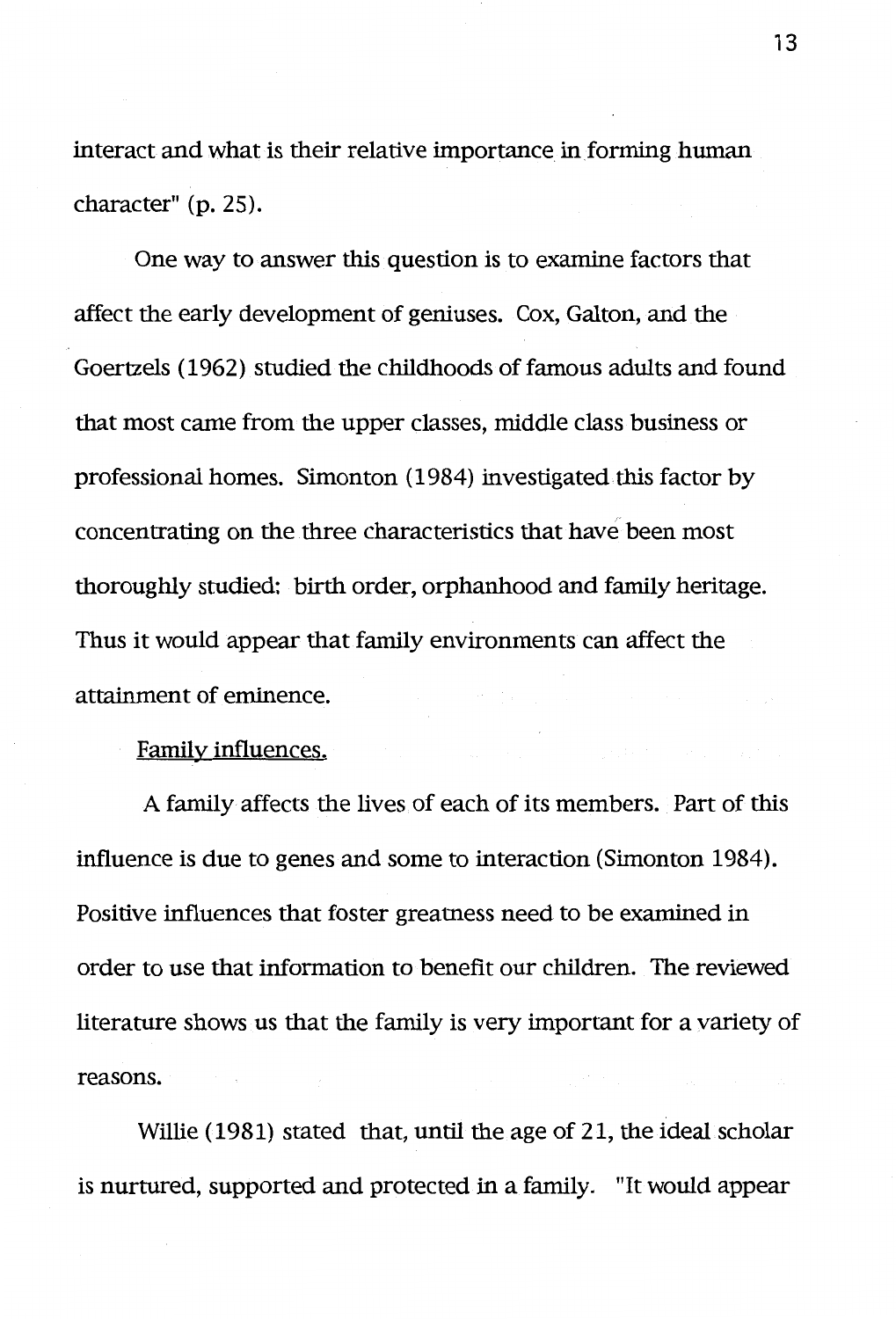interact and what is their relative importance in forming human character" (p. 25).

One way to answer this question is to examine factors that affect the early development of geniuses. Cox, Galton, and the Goertzels (1962) studied the childhoods of famous adults and found that most came from the upper classes, middle class business or professional homes. Simonton (1984) investigated this factor by concentrating on the three characteristics that have been most thoroughly studied: birth order, orphanhood and family heritage. Thus it would appear that family environments can affect the attainment of eminence.

Family influences.

A family affects the lives of each of its members. Part of this influence is due to genes and some to interaction (Simonton 1984). Positive influences that foster greatness need to be examined in order to use that information to benefit our children. The reviewed literature shows us that the family is very important for a variety of reasons.

Willie (1981) stated that, until the age of 21, the ideal scholar is nurtured, supported and protected in a family. "It would appear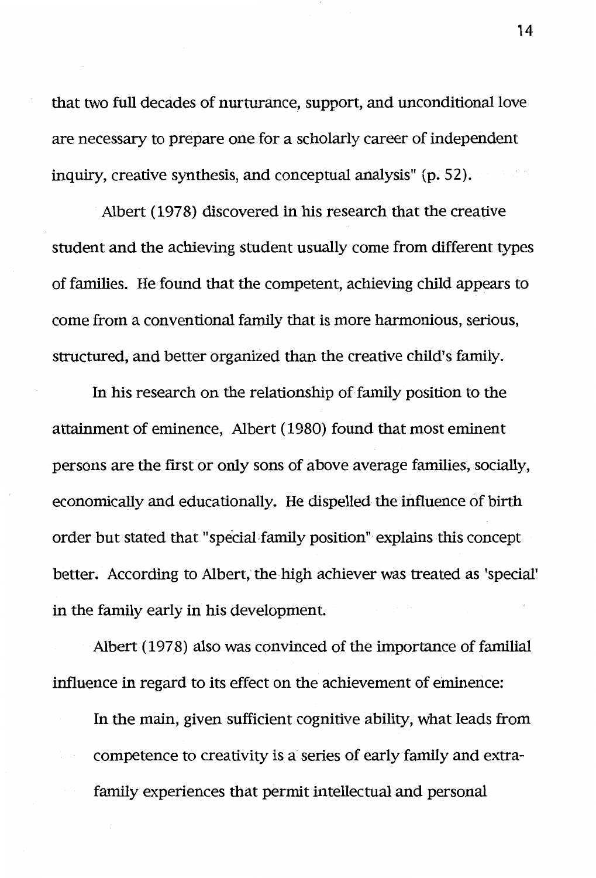that two full decades of nurturance, support, and unconditional love are necessary to prepare one for a scholarly career of independent inquiry, creative synthesis, and conceptual analysis" (p. 52).

Albert (1978) discovered in his research that the creative student and the achieving student usually come from different types of families. He found that the competent, achieving child appears to come from a conventional family that is more harmonious, serious, structured, and better organized than the creative child's family.

In his research on the relationship of family position to the attainment of eminence, Albert (1980) found that most eminent persons are the first or only sons of above average families, socially, economically and educationally. He dispelled the influence of birth order but stated that "special family position" explains this concept better. According to Albert, the high achiever was treated as 'special' in the family early in his development.

Albert (1978) also was convinced of the importance of familial influence in regard to its effect on the achievement of eminence:

> In the main, given sufficient cognitive ability, what leads from competence to creativity is a series of early family and extra-family experiences that permit intellectual and personal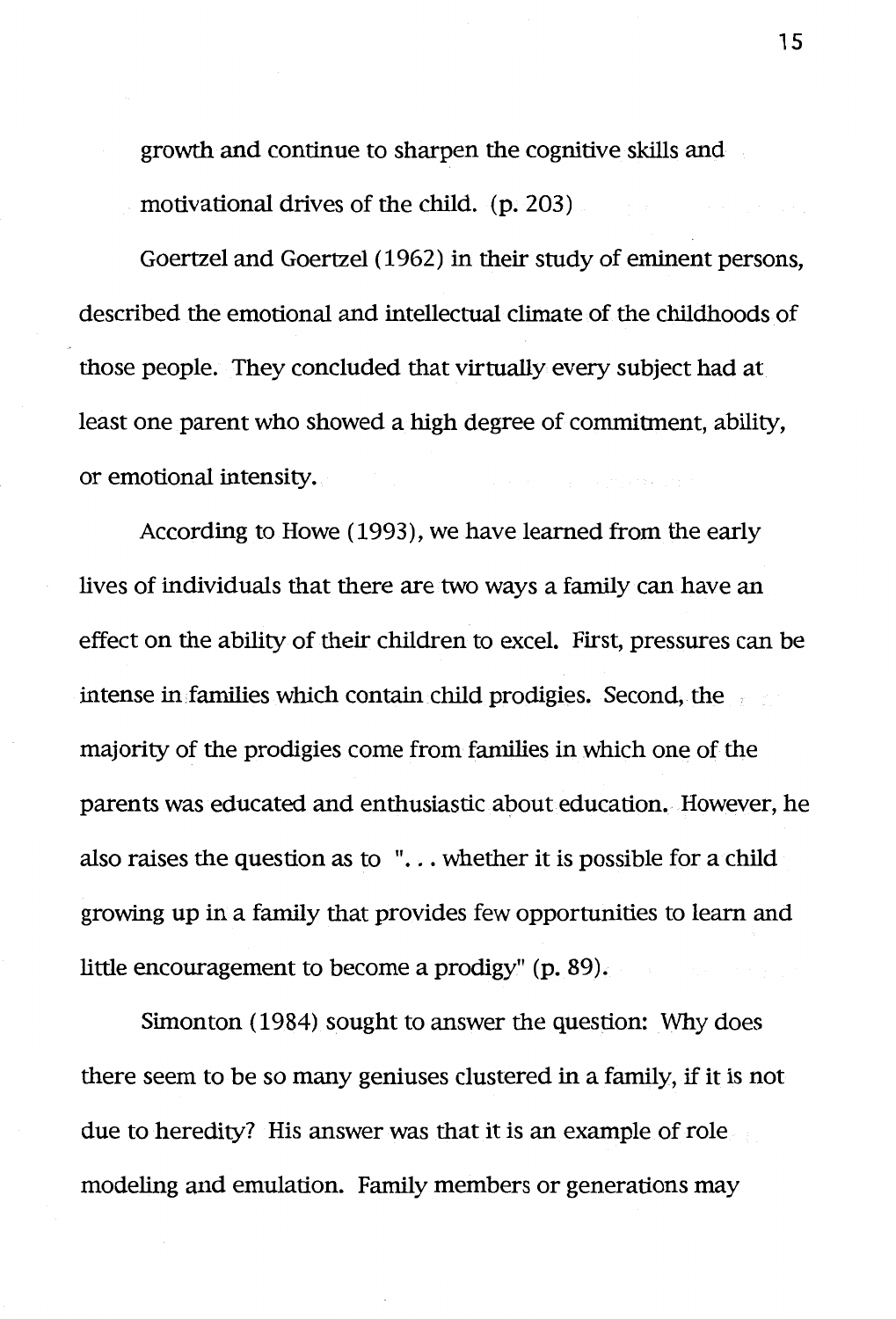growth and continue to sharpen the cognitive skills and motivational drives of the child. (p. 203)

Goertzel and Goertzel (1962) in their study of eminent persons, described the emotional and intellectual climate of the childhoods of those people. They concluded that virtually every subject had at least one parent who showed a high degree of commitment, ability, or emotional intensity.

According to Howe (1993), we have learned from the early lives of individuals that there are two ways a family can have an effect on the ability of their children to excel. First, pressures can be intense in families which contain child prodigies. Second, the majority of the prodigies come from families in which one of the parents was educated and enthusiastic about education. However, he also raises the question as to ". . . whether it is possible for a child growing up in a family that provides few opportunities to learn and little encouragement to become a prodigy" (p. 89).

Simonton (1984) sought to answer the question: Why does there seem to be so many geniuses clustered in a family, if it is not due to heredity? His answer was that it is an example of role modeling and emulation. Family members or generations may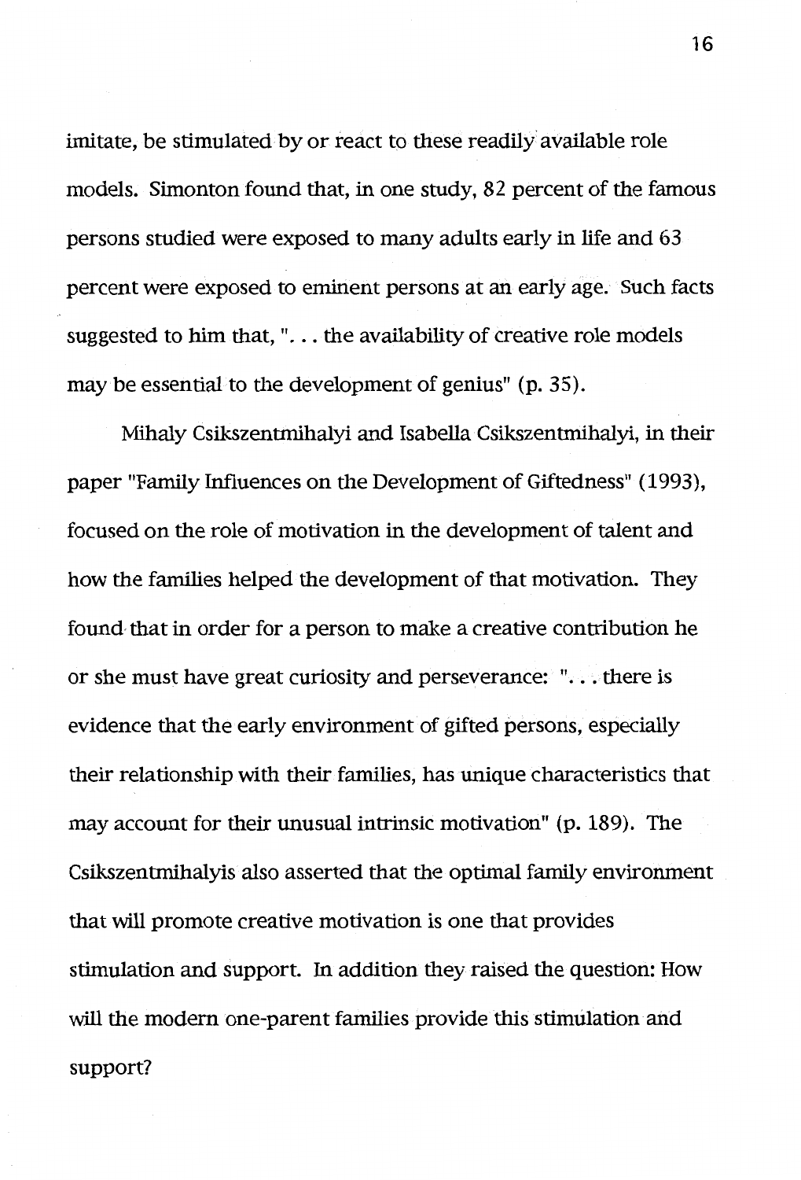imitate, be stimulated by or react to these readily available role models. Simonton found that, in one study, 82 percent of the famous persons studied were exposed to many adults early in life and 63 percent were exposed to eminent persons at an early age. Such facts suggested to him that, ". . . the availability of creative role models may be essential to the development of genius" (p. 35).

Mihaly Csikszentmihalyi and Isabella Csikszentmihalyi, in their paper "Family Influences on the Development of Giftedness" (1993), focused on the role of motivation in the development of talent and how the families helped the development of that motivation. They found that in order for a person to make a creative contribution he or she must have great curiosity and perseverance: ". . . there is evidence that the early environment of gifted persons, especially their relationship with their families, has unique characteristics that may account for their unusual intrinsic motivation" (p. 189). The Csikszentmihalyis also asserted that the optimal family environment that will promote creative motivation is one that provides stimulation and support. In addition they raised the question: How will the modern one-parent families provide this stimulation and support?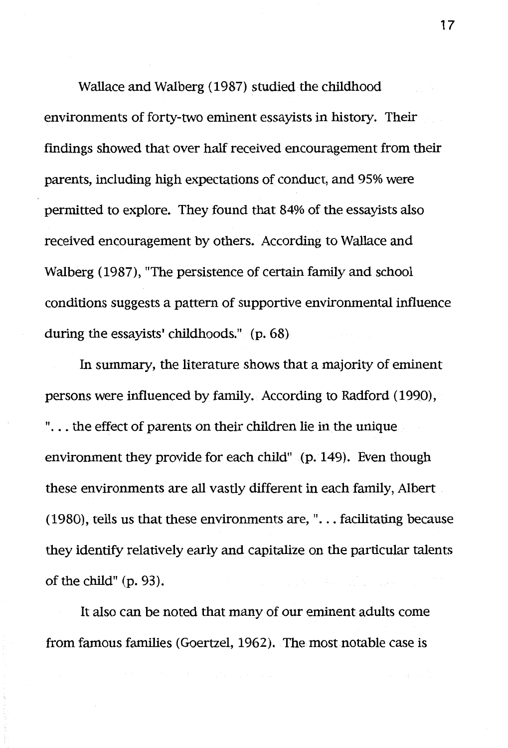Wallace and Walberg (1987) studied the childhood environments of forty-two eminent essayists in history. Their findings showed that over half received encouragement from their parents, including high expectations of conduct, and 95% were permitted to explore. They found that 84% of the essayists also received encouragement by others. According to Wallace and Walberg (1987), "The persistence of certain family and school conditions suggests a pattern of supportive environmental influence during the essayists' childhoods." (p. 68)

In summary, the literature shows that a majority of eminent persons were influenced by family. According to Radford (1990), ". . . the effect of parents on their children lie in the unique environment they provide for each child" (p. 149). Even though these environments are all vastly different in each family, Albert (1980), tells us that these environments are, ". . . facilitating because they identify relatively early and capitalize on the particular talents of the child" (p. 93).

It also can be noted that many of our eminent adults come from famous families (Goertzel, 1962). The most notable case is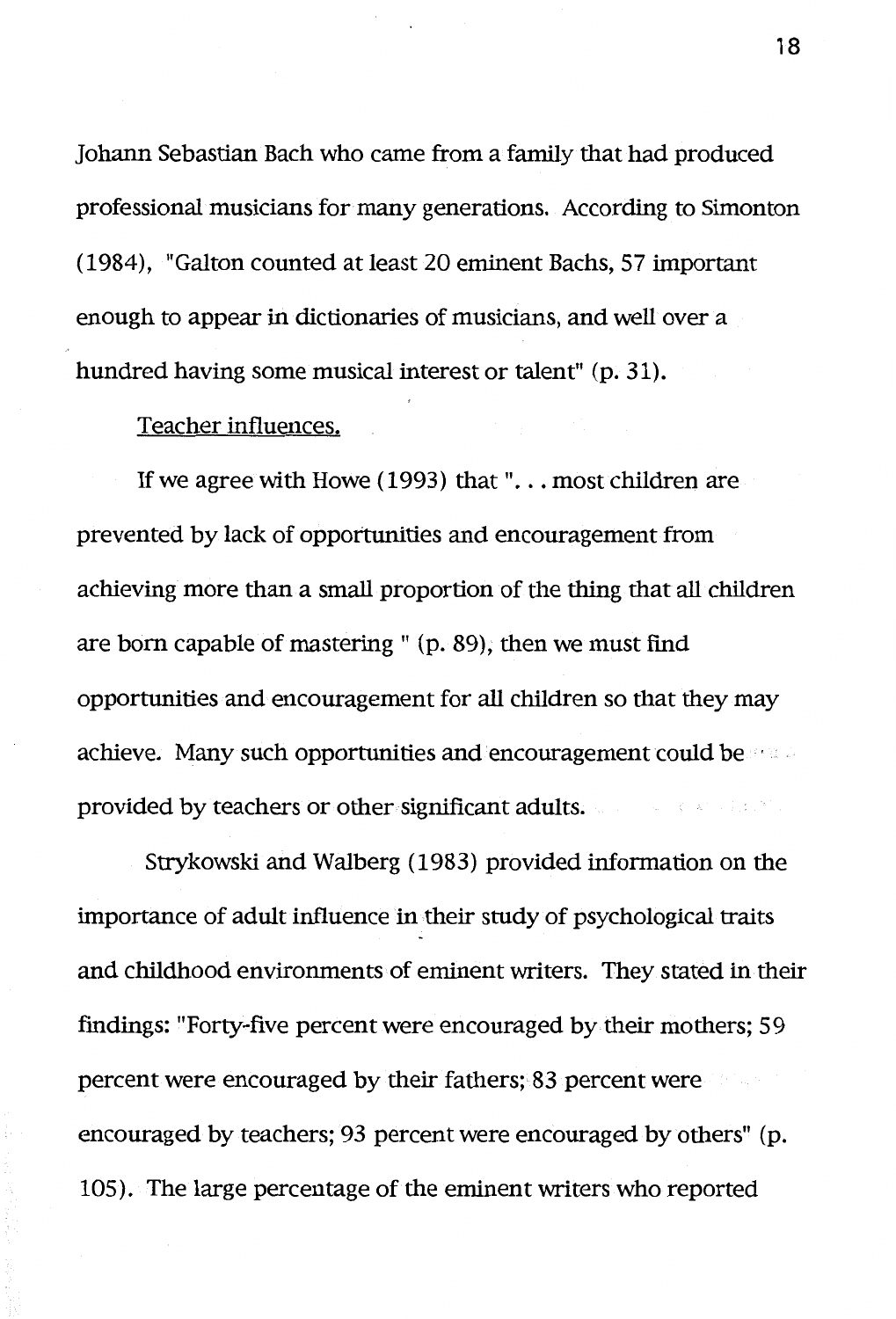Johann Sebastian Bach who came from a family that had produced professional musicians for many generations. According to Simonton (1984), "Galton counted at least 20 eminent Bachs, 57 important enough to appear in dictionaries of musicians, and well over a hundred having some musical interest or talent" (p. 31).

Teacher influences.

If we agree with Howe (1993) that ". . . most children are prevented by lack of opportunities and encouragement from achieving more than a small proportion of the thing that all children are born capable of mastering " (p. 89), then we must find opportunities and encouragement for all children so that they may achieve. Many such opportunities and encouragement could be provided by teachers or other significant adults.

Strykowski and Walberg (1983) provided information on the importance of adult influence in their study of psychological traits and childhood environments of eminent writers. They stated in their findings: "Forty-five percent were encouraged by their mothers; 59 percent were encouraged by their fathers; 83 percent were encouraged by teachers; 93 percent were encouraged by others" (p. 105). The large percentage of the eminent writers who reported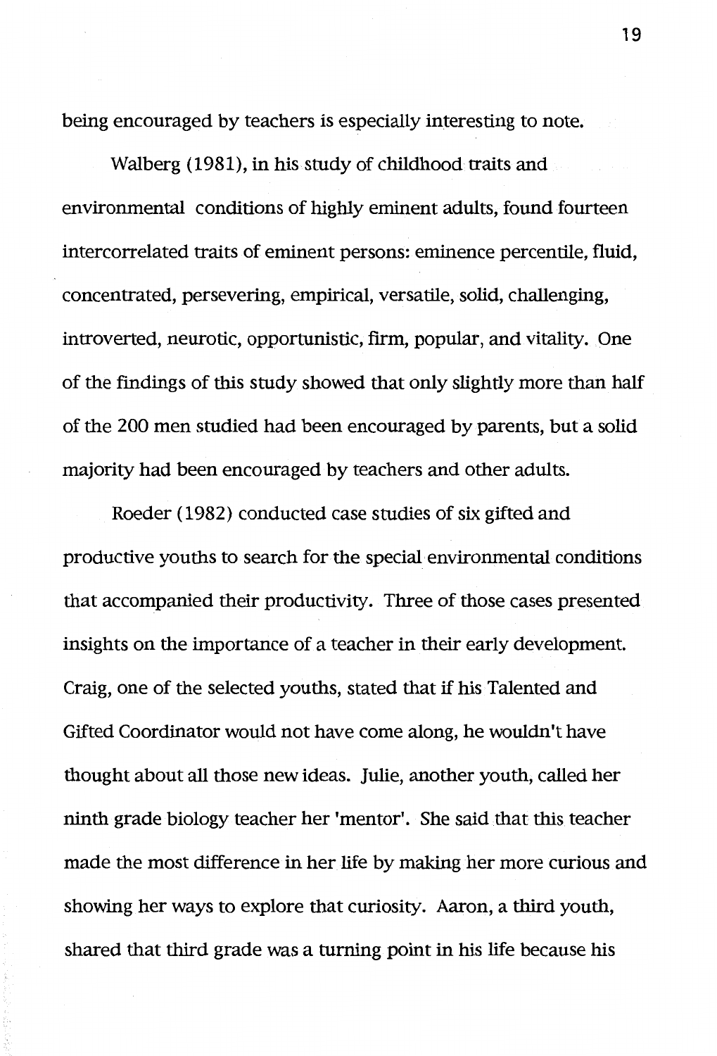being encouraged by teachers is especially interesting to note.

Walberg (1981), in his study of childhood traits and environmental conditions of highly eminent adults, found fourteen intercorrelated traits of eminent persons: eminence percentile, fluid, concentrated, persevering, empirical, versatile, solid, challenging, introverted, neurotic, opportunistic, firm, popular, and vitality. One of the findings of this study showed that only slightly more than half of the 200 men studied had been encouraged by parents, but a solid majority had been encouraged by teachers and other adults.

Roeder (1982) conducted case studies of six gifted and productive youths to search for the special environmental conditions that accompanied their productivity. Three of those cases presented insights on the importance of a teacher in their early development. Craig, one of the selected youths, stated that if his Talented and Gifted Coordinator would not have come along, he wouldn't have thought about all those new ideas. Julie, another youth, called her ninth grade biology teacher her 'mentor'. She said that this teacher made the most difference in her life by making her more curious and showing her ways to explore that curiosity. Aaron, a third youth, shared that third grade was a turning point in his life because his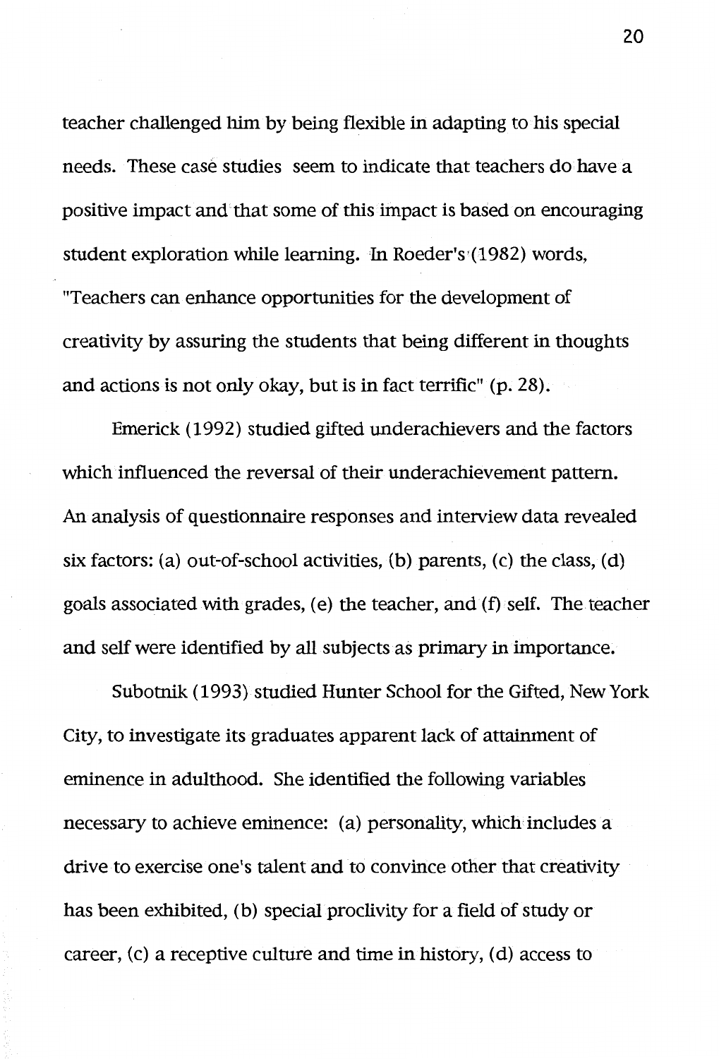teacher challenged him by being flexible in adapting to his special needs. These case studies seem to indicate that teachers do have a positive impact and that some of this impact is based on encouraging student exploration while learning. In Roeder's (1982) words, "Teachers can enhance opportunities for the development of creativity by assuring the students that being different in thoughts and actions is not only okay, but is in fact terrific" (p. 28).

Emerick (1992) studied gifted underachievers and the factors which influenced the reversal of their underachievement pattern. An analysis of questionnaire responses and interview data revealed six factors: (a) out-of-school activities, (b) parents, (c) the class, (d) goals associated with grades, (e) the teacher, and (f) self. The teacher and self were identified by all subjects as primary in importance.

Subotnik (1993) studied Hunter School for the Gifted, New York City, to investigate its graduates apparent lack of attainment of eminence in adulthood. She identified the following variables necessary to achieve eminence: (a) personality, which includes a drive to exercise one's talent and to convince other that creativity has been exhibited, (b) special proclivity for a field of study or career, (c) a receptive culture and time in history, (d) access to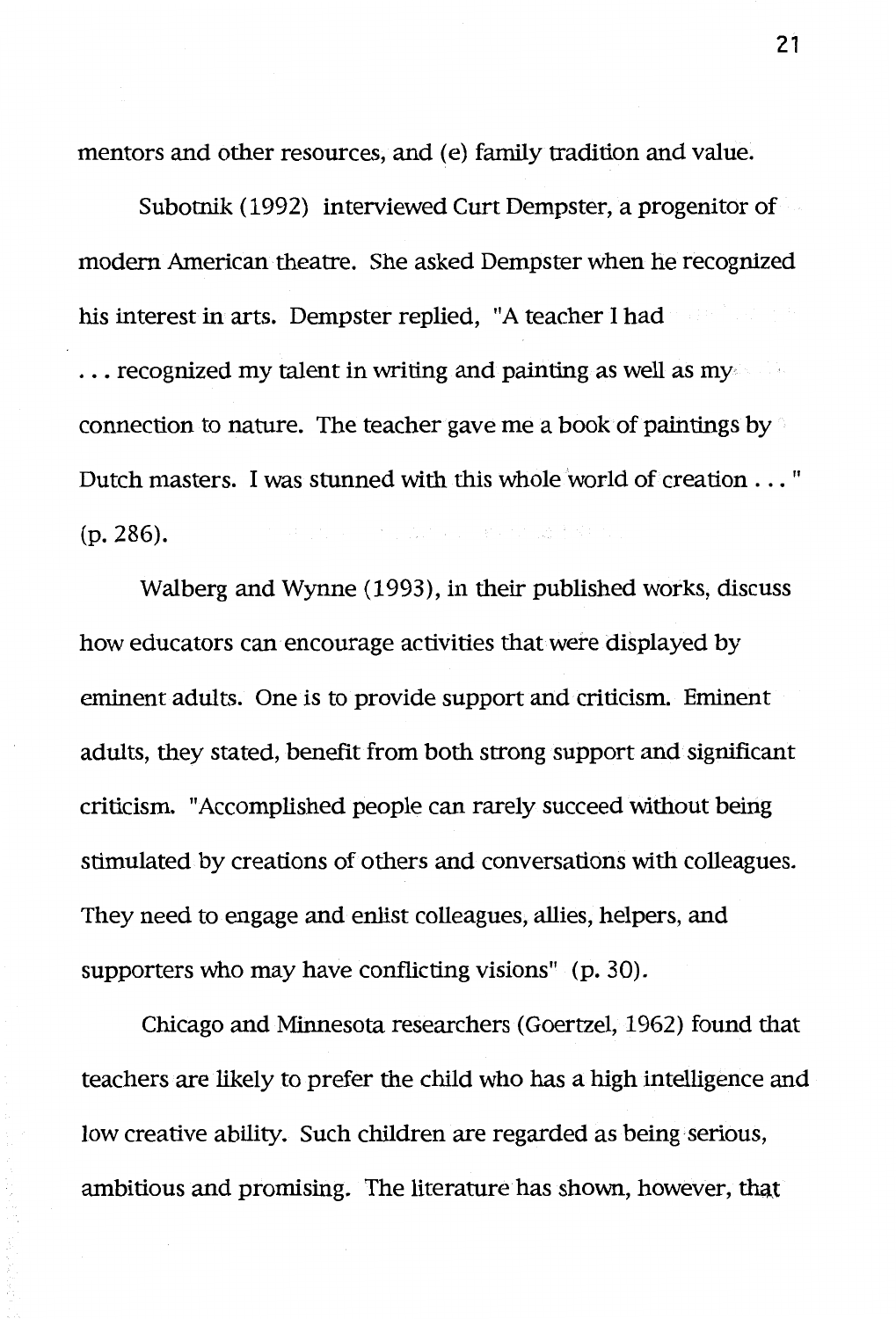mentors and other resources, and (e) family tradition and value.

Subotnik (1992) interviewed Curt Dempster, a progenitor of modern American theatre. She asked Dempster when he recognized his interest in arts. Dempster replied, "A teacher I had . . . recognized my talent in writing and painting as well as my connection to nature. The teacher gave me a book of paintings by Dutch masters. I was stunned with this whole world of creation . . . " (p. 286).

Walberg and Wynne (1993), in their published works, discuss how educators can encourage activities that were displayed by eminent adults. One is to provide support and criticism. Eminent adults, they stated, benefit from both strong support and significant criticism. "Accomplished people can rarely succeed without being stimulated by creations of others and conversations with colleagues. They need to engage and enlist colleagues, allies, helpers, and supporters who may have conflicting visions" (p. 30).

Chicago and Minnesota researchers (Goertzel, 1962) found that teachers are likely to prefer the child who has a high intelligence and low creative ability. Such children are regarded as being serious, ambitious and promising. The literature has shown, however, that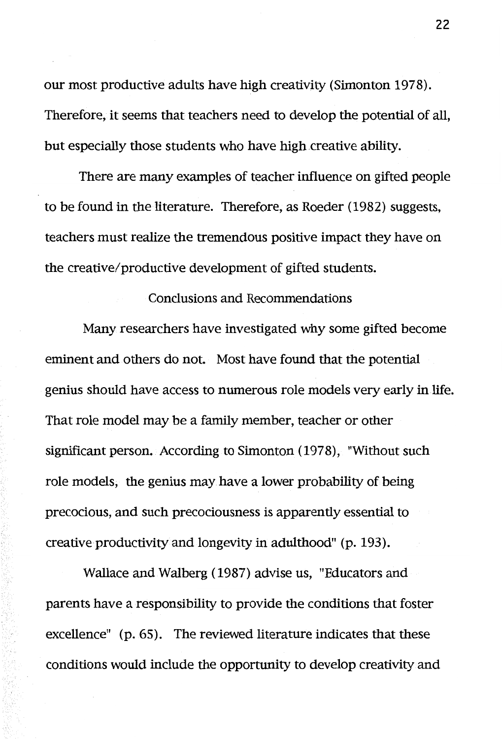our most productive adults have high creativity (Simonton 1978). Therefore, it seems that teachers need to develop the potential of all, but especially those students who have high creative ability.

There are many examples of teacher influence on gifted people to be found in the literature. Therefore, as Roeder (1982) suggests, teachers must realize the tremendous positive impact they have on the creative/productive development of gifted students.

## Conclusions and Recommendations

Many researchers have investigated why some gifted become eminent and others do not. Most have found that the potential genius should have access to numerous role models very early in life. That role model may be a family member, teacher or other significant person. According to Simonton (1978), "Without such role models, the genius may have a lower probability of being precocious, and such precociousness is apparently essential to creative productivity and longevity in adulthood" (p. 193).

Wallace and Walberg (1987) advise us, "Educators and parents have a responsibility to provide the conditions that foster excellence" (p. 65). The reviewed literature indicates that these conditions would include the opportunity to develop creativity and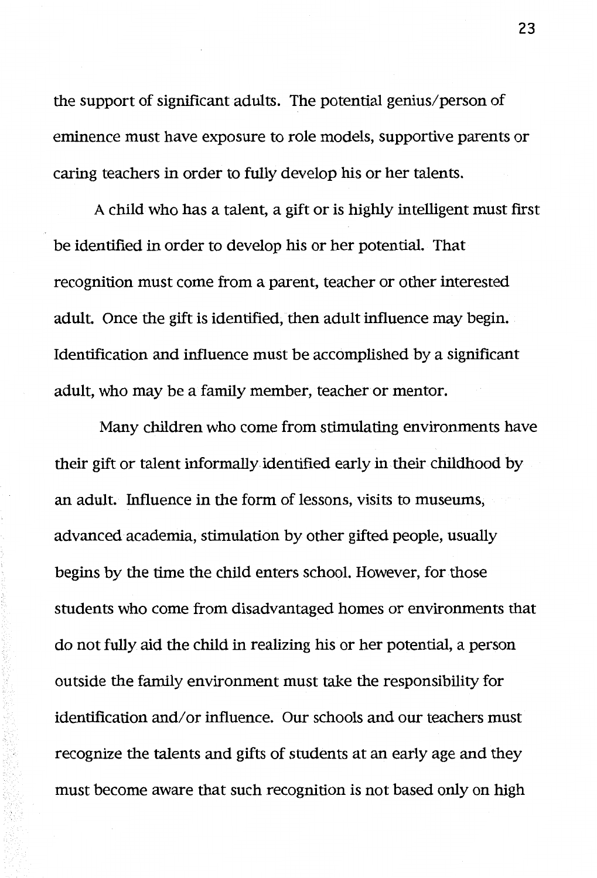the support of significant adults. The potential genius/person of eminence must have exposure to role models, supportive parents or caring teachers in order to fully develop his or her talents.

A child who has a talent, a gift or is highly intelligent must first be identified in order to develop his or her potential. That recognition must come from a parent, teacher or other interested adult. Once the gift is identified, then adult influence may begin. Identification and influence must be accomplished by a significant adult, who may be a family member, teacher or mentor.

Many children who come from stimulating environments have their gift or talent informally identified early in their childhood by an adult. Influence in the form of lessons, visits to museums, advanced academia, stimulation by other gifted people, usually begins by the time the child enters school. However, for those students who come from disadvantaged homes or environments that do not fully aid the child in realizing his or her potential, a person outside the family environment must take the responsibility for identification and/or influence. Our schools and our teachers must recognize the talents and gifts of students at an early age and they must become aware that such recognition is not based only on high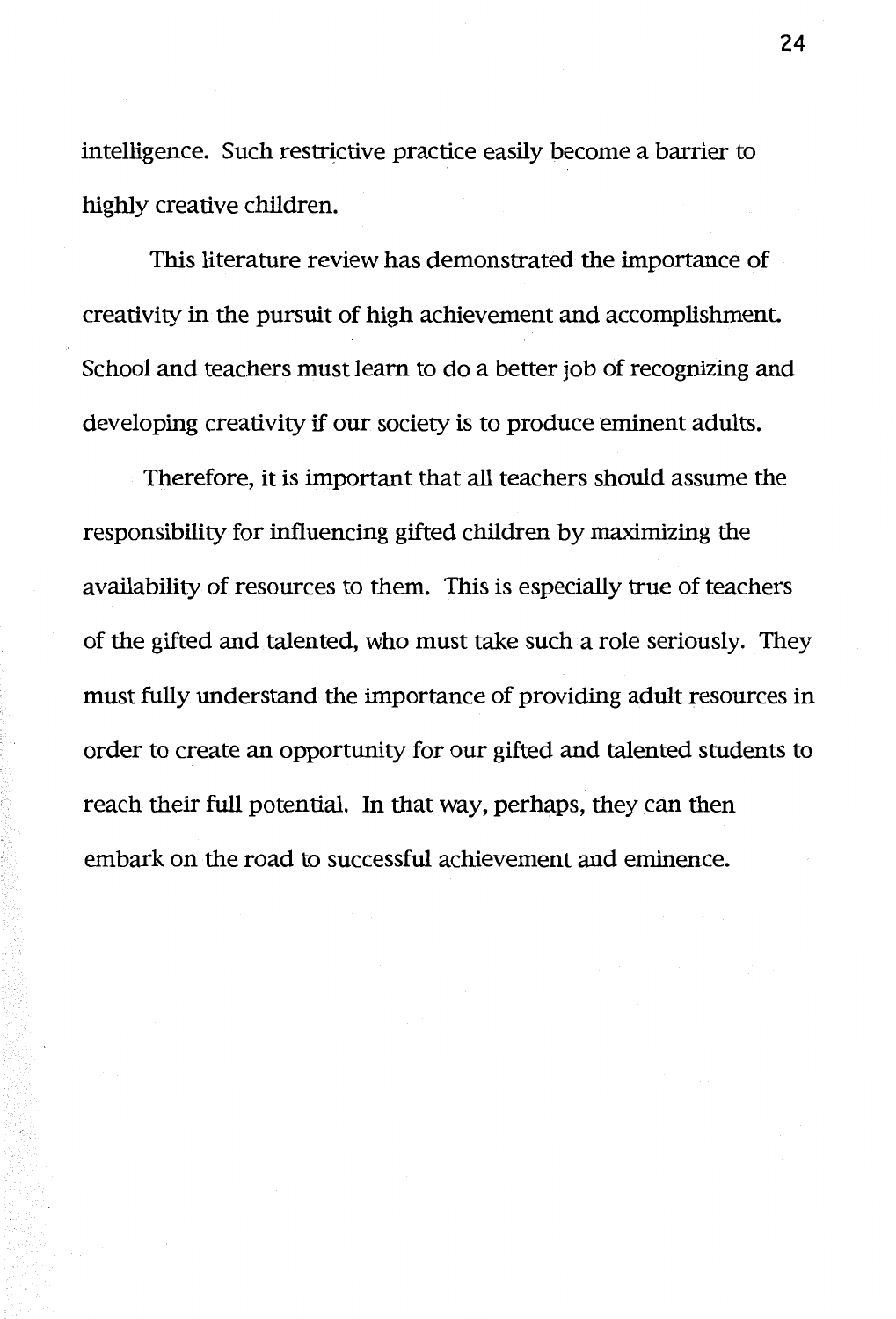intelligence. Such restrictive practice easily become a barrier to highly creative children.

This literature review has demonstrated the importance of creativity in the pursuit of high achievement and accomplishment. School and teachers must learn to do a better job of recognizing and developing creativity if our society is to produce eminent adults.

Therefore, it is important that all teachers should assume the responsibility for influencing gifted children by maximizing the availability of resources to them. This is especially true of teachers of the gifted and talented, who must take such a role seriously. They must fully understand the importance of providing adult resources in order to create an opportunity for our gifted and talented students to reach their full potential. In that way, perhaps, they can then embark on the road to successful achievement and eminence.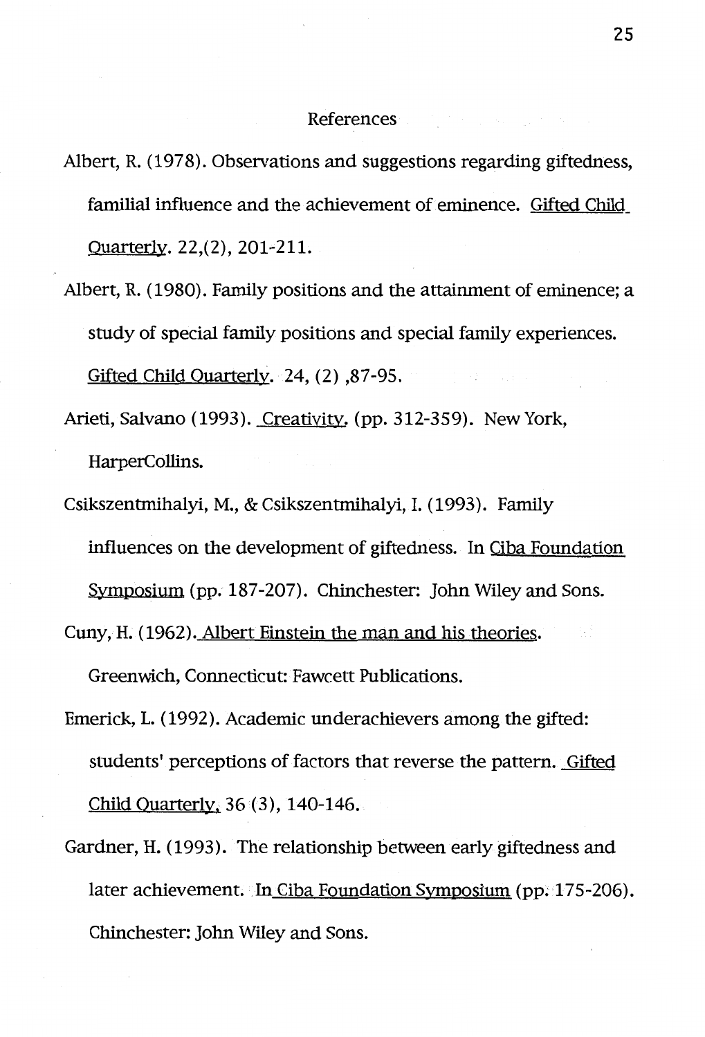# References

Albert, R. (1978). Observations and suggestions regarding giftedness, familial influence and the achievement of eminence. Gifted Child Quarterly. 22,(2), 201-211.

Albert, R. (1980). Family positions and the attainment of eminence; a study of special family positions and special family experiences. Gifted Child Quarterly. 24, (2) ,87-95.

Arieti, Salvano (1993). Creativity. (pp. 312-359). New York, HarperCollins.

Csikszentmihalyi, M., & Csikszentmihalyi, I. (1993). Family influences on the development of giftedness. In Ciba Foundation Symposium (pp. 187-207). Chinchester: John Wiley and Sons.

Cuny, H. (1962). Albert Einstein the man and his theories. Greenwich, Connecticut: Fawcett Publications.

Emerick, L. (1992). Academic underachievers among the gifted: students' perceptions of factors that reverse the pattern. Gifted Child Quarterly, 36 (3), 140-146.

Gardner, H. (1993). The relationship between early giftedness and later achievement. In Ciba Foundation Symposium (pp. 175-206). Chinchester: John Wiley and Sons.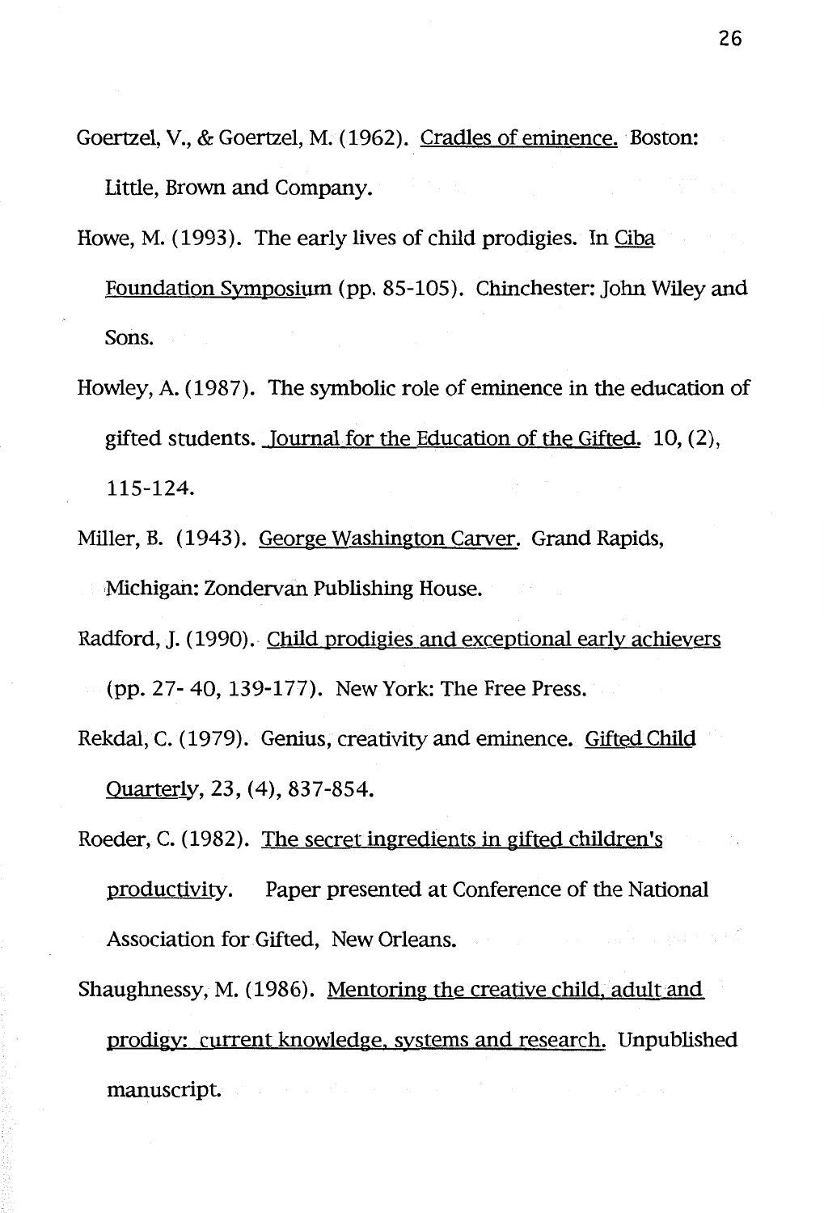Goertzel, V., & Goertzel, M. (1962). Cradles of eminence. Boston: Little, Brown and Company.

Howe, M. (1993). The early lives of child prodigies. In Ciba Foundation Symposium (pp. 85-105). Chinchester: John Wiley and Sons.

Howley, A. (1987). The symbolic role of eminence in the education of gifted students. Journal for the Education of the Gifted. 10, (2), 115-124.

Miller, B. (1943). George Washington Carver. Grand Rapids, Michigan: Zondervan Publishing House.

Radford, J. (1990). Child prodigies and exceptional early achievers (pp. 27- 40, 139-177). New York: The Free Press.

Rekdal, C. (1979). Genius, creativity and eminence. Gifted Child Quarterly, 23, (4), 837-854.

Roeder, C. (1982). The secret ingredients in gifted children's productivity. Paper presented at Conference of the National Association for Gifted, New Orleans.

Shaughnessy, M. (1986). Mentoring the creative child, adult and prodigy: current knowledge, systems and research. Unpublished manuscript.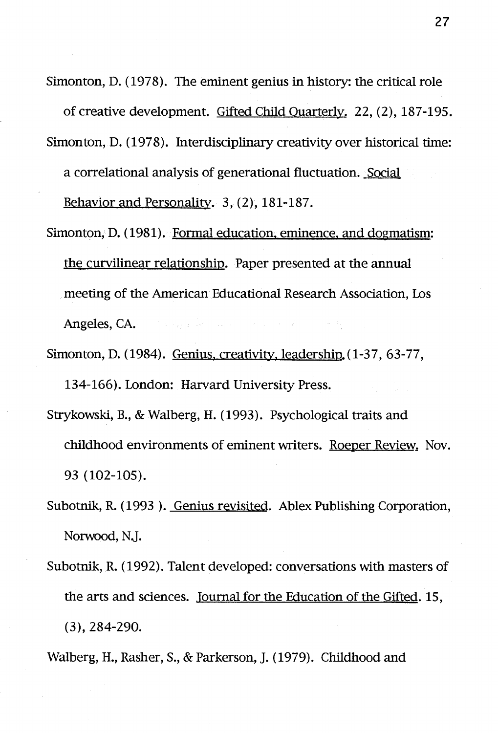Simonton, D. (1978). The eminent genius in history: the critical role of creative development. Gifted Child Quarterly. 22, (2), 187-195.

Simonton, D. (1978). Interdisciplinary creativity over historical time: a correlational analysis of generational fluctuation. Social Behavior and Personality. 3, (2), 181-187.

Simonton, D. (1981). Formal education, eminence, and dogmatism: the curvilinear relationship. Paper presented at the annual meeting of the American Educational Research Association, Los Angeles, CA.

Simonton, D. (1984). Genius, creativity, leadership (1-37, 63-77, 134-166). London: Harvard University Press.

Strykowski, B., & Walberg, H. (1993). Psychological traits and childhood environments of eminent writers. Roeper Review, Nov. 93 (102-105).

Subotnik, R. (1993 ). Genius revisited. Ablex Publishing Corporation, Norwood, N.J.

Subotnik, R. (1992). Talent developed: conversations with masters of the arts and sciences. Journal for the Education of the Gifted. 15, (3), 284-290.

Walberg, H., Rasher, S., & Parkerson, J. (1979). Childhood and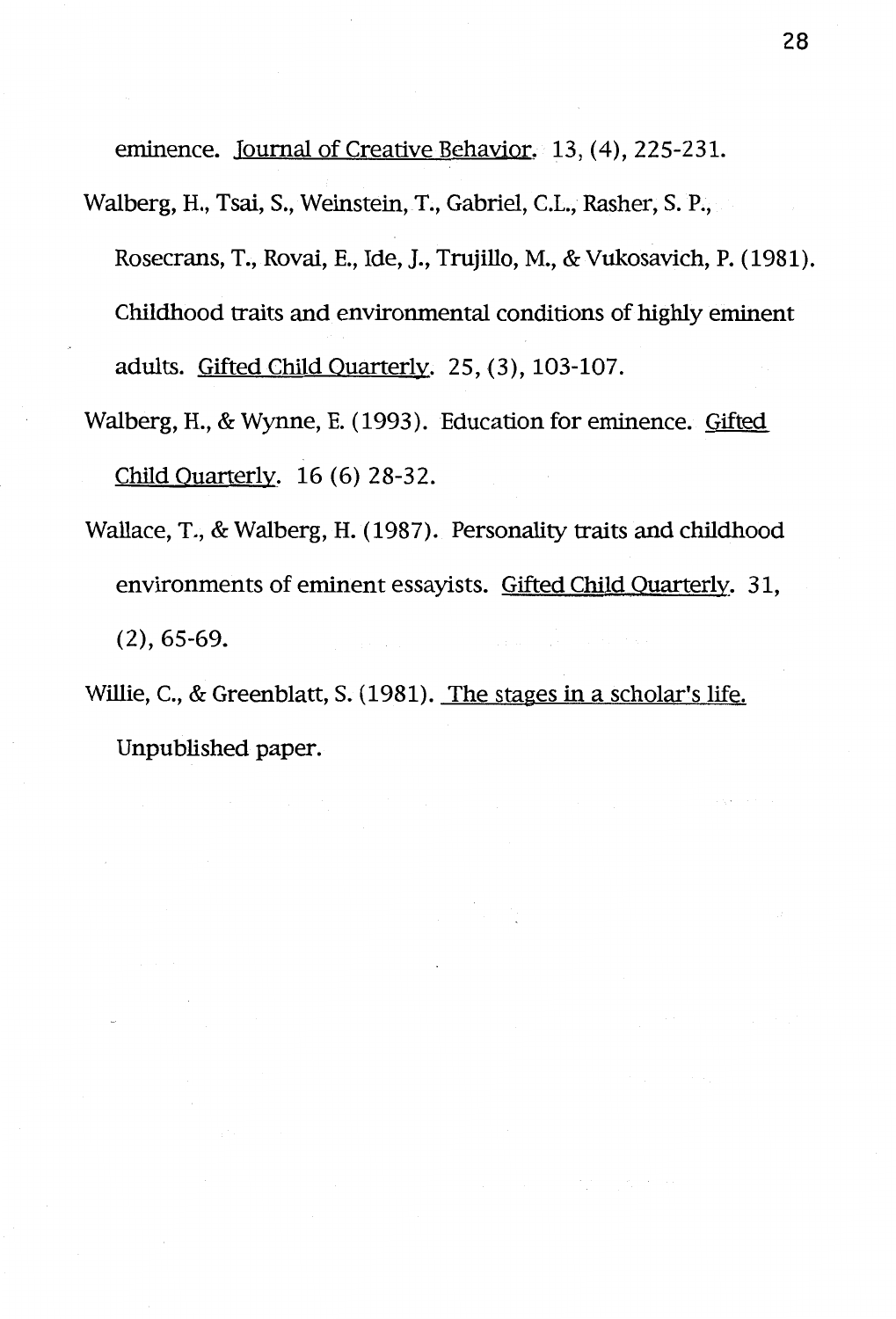eminence. Journal of Creative Behavior. 13, (4), 225-231.

Walberg, H., Tsai, S., Weinstein, T., Gabriel, C.L., Rasher, S. P., Rosecrans, T., Rovai, E., Ide, J., Trujillo, M., & Vukosavich, P. (1981). Childhood traits and environmental conditions of highly eminent adults. Gifted Child Quarterly. 25, (3), 103-107.

Walberg, H., & Wynne, E. (1993). Education for eminence. Gifted Child Quarterly. 16 (6) 28-32.

Wallace, T., & Walberg, H. (1987). Personality traits and childhood environments of eminent essayists. Gifted Child Quarterly. 31, (2), 65-69.

Willie, C., & Greenblatt, S. (1981). The stages in a scholar's life. Unpublished paper.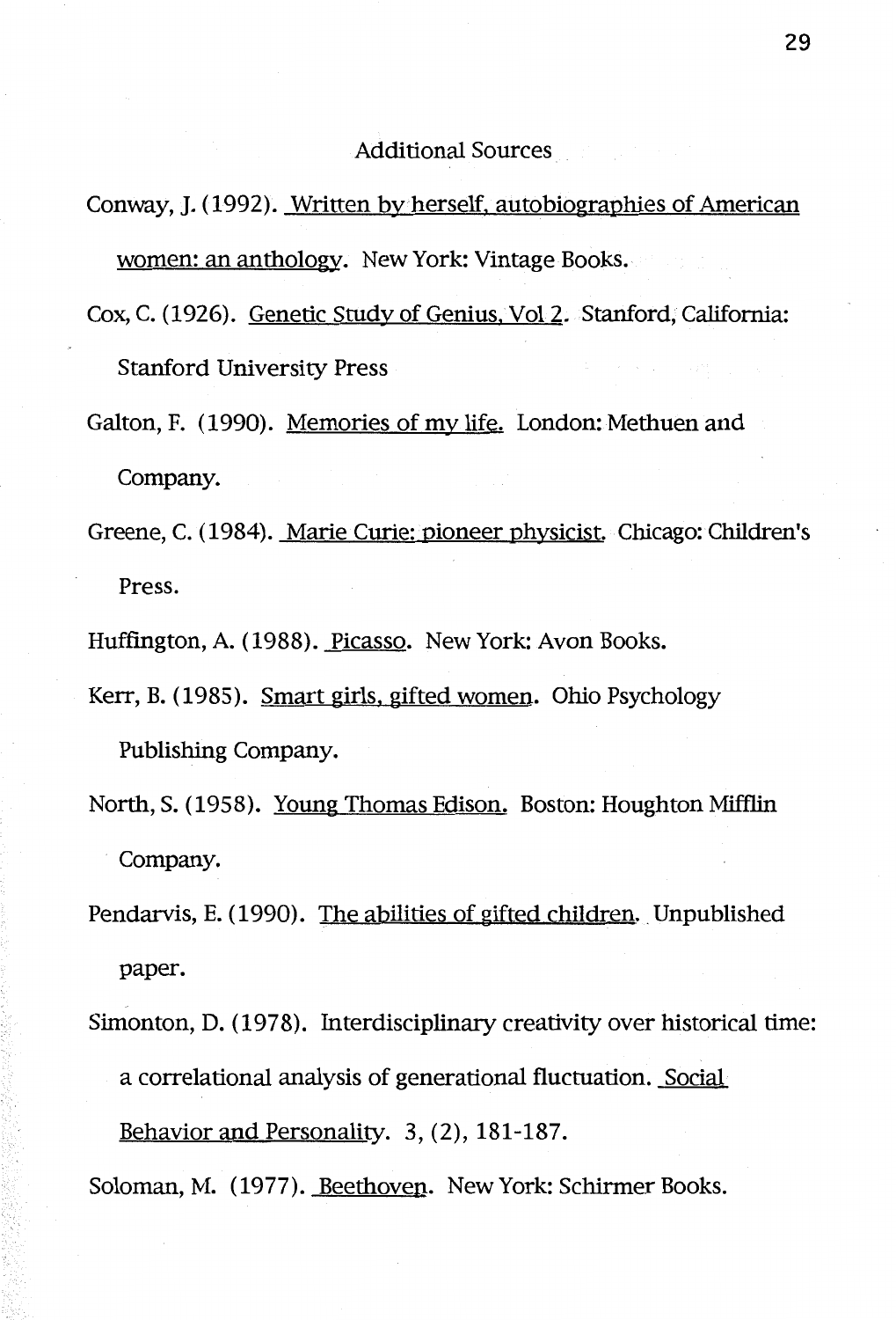## Additional Sources

Conway, J. (1992). Written by herself, autobiographies of American women: an anthology. New York: Vintage Books.

Cox, C. (1926). Genetic Study of Genius, Vol 2. Stanford, California: Stanford University Press

Galton, F. (1990). Memories of my life. London: Methuen and Company.

Greene, C. (1984). Marie Curie: pioneer physicist. Chicago: Children's Press.

Huffington, A. (1988). Picasso. New York: Avon Books.

Kerr, B. (1985). Smart girls, gifted women. Ohio Psychology Publishing Company.

North, S. (1958). Young Thomas Edison. Boston: Houghton Mifflin Company.

Pendarvis, E. (1990). The abilities of gifted children. Unpublished paper.

Simonton, D. (1978). Interdisciplinary creativity over historical time: a correlational analysis of generational fluctuation. Social Behavior and Personality. 3, (2), 181-187.

Soloman, M. (1977). Beethoven. New York: Schirmer Books.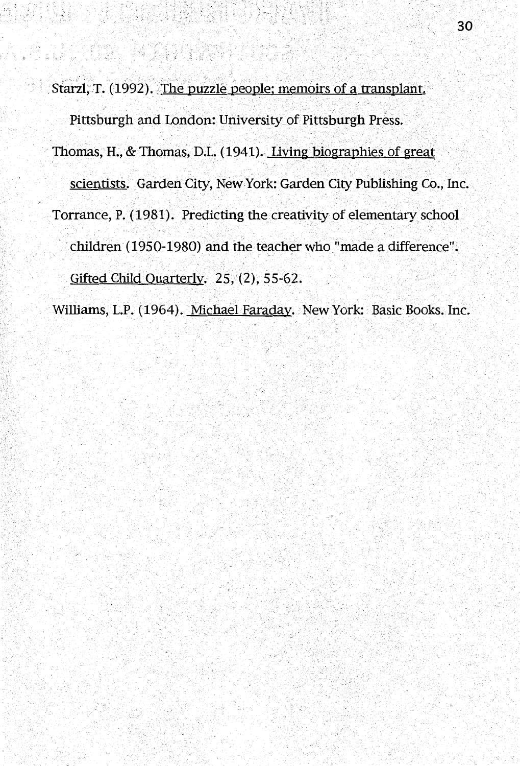Starzl, T. (1992). The puzzle people; memoirs of a transplant. Pittsburgh and London: University of Pittsburgh Press.

Thomas, H., & Thomas, D.L. (1941). Living biographies of great scientists. Garden City, New York: Garden City Publishing Co., Inc.

Torrance, P. (1981). Predicting the creativity of elementary school children (1950-1980) and the teacher who "made a difference". Gifted Child Quarterly. 25, (2), 55-62.

Williams, L.P. (1964). Michael Faraday. New York: Basic Books. Inc.